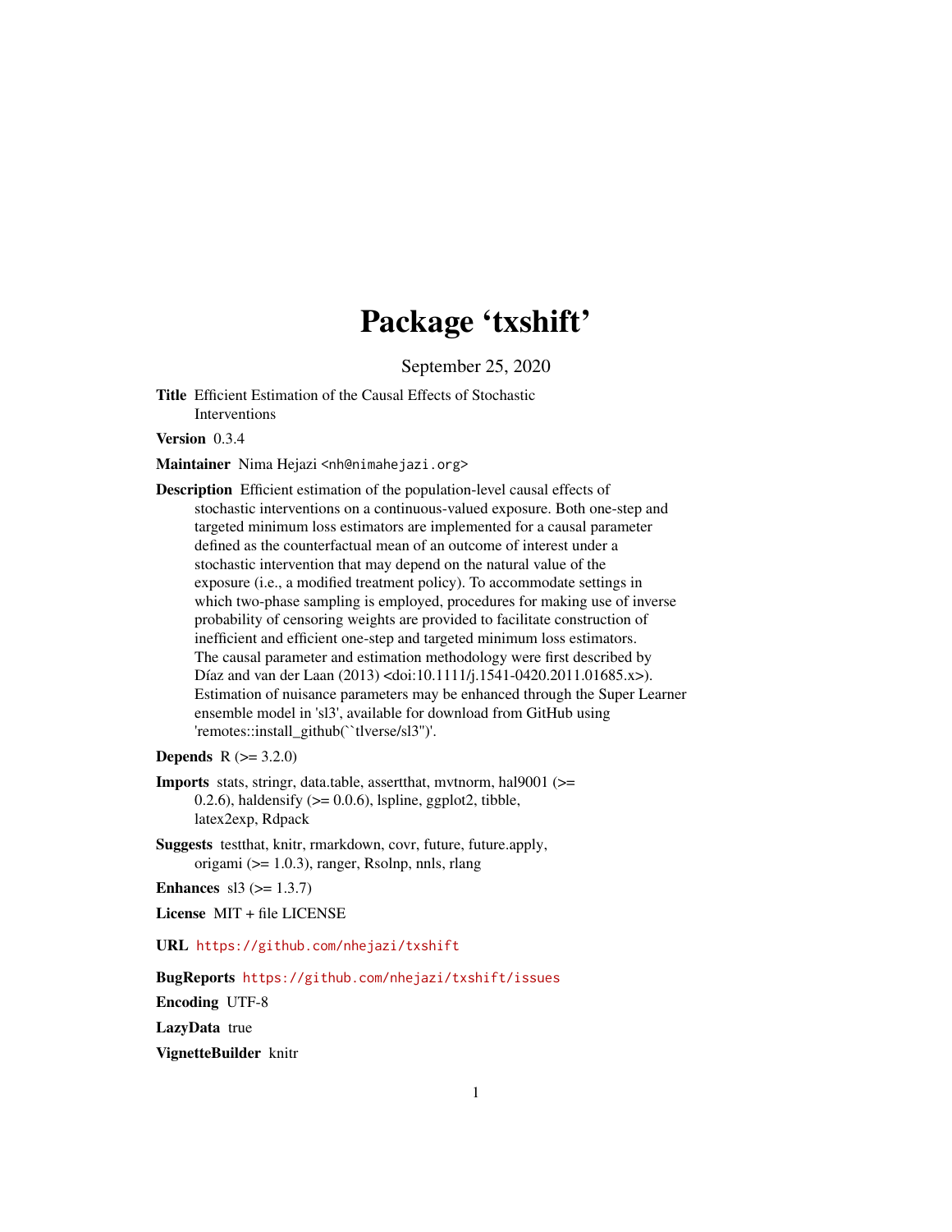# Package 'txshift'

September 25, 2020

**Title** Efficient Estimation of the Causal Effects of Stochastic Interventions

**Version** 0.3.4

**Maintainer** Nima Hejazi <nh@nimahejazi.org>

**Description** Efficient estimation of the population-level causal effects of stochastic interventions on a continuous-valued exposure. Both one-step and targeted minimum loss estimators are implemented for a causal parameter defined as the counterfactual mean of an outcome of interest under a stochastic intervention that may depend on the natural value of the exposure (i.e., a modified treatment policy). To accommodate settings in which two-phase sampling is employed, procedures for making use of inverse probability of censoring weights are provided to facilitate construction of inefficient and efficient one-step and targeted minimum loss estimators. The causal parameter and estimation methodology were first described by Díaz and van der Laan (2013) <doi:10.1111/j.1541-0420.2011.01685.x>). Estimation of nuisance parameters may be enhanced through the Super Learner ensemble model in 'sl3', available for download from GitHub using 'remotes::install_github(``tlverse/sl3'')'.

**Depends** R (>= 3.2.0)

**Imports** stats, stringr, data.table, assertthat, mvtnorm, hal9001 (>= 0.2.6), haldensify (>= 0.0.6), lspline, ggplot2, tibble, latex2exp, Rdpack

**Suggests** testthat, knitr, rmarkdown, covr, future, future.apply, origami (>= 1.0.3), ranger, Rsolnp, nnls, rlang

**Enhances** sl3 (>= 1.3.7)

**License** MIT + file LICENSE

**URL** https://github.com/nhejazi/txshift

**BugReports** https://github.com/nhejazi/txshift/issues

**Encoding** UTF-8

**LazyData** true

**VignetteBuilder** knitr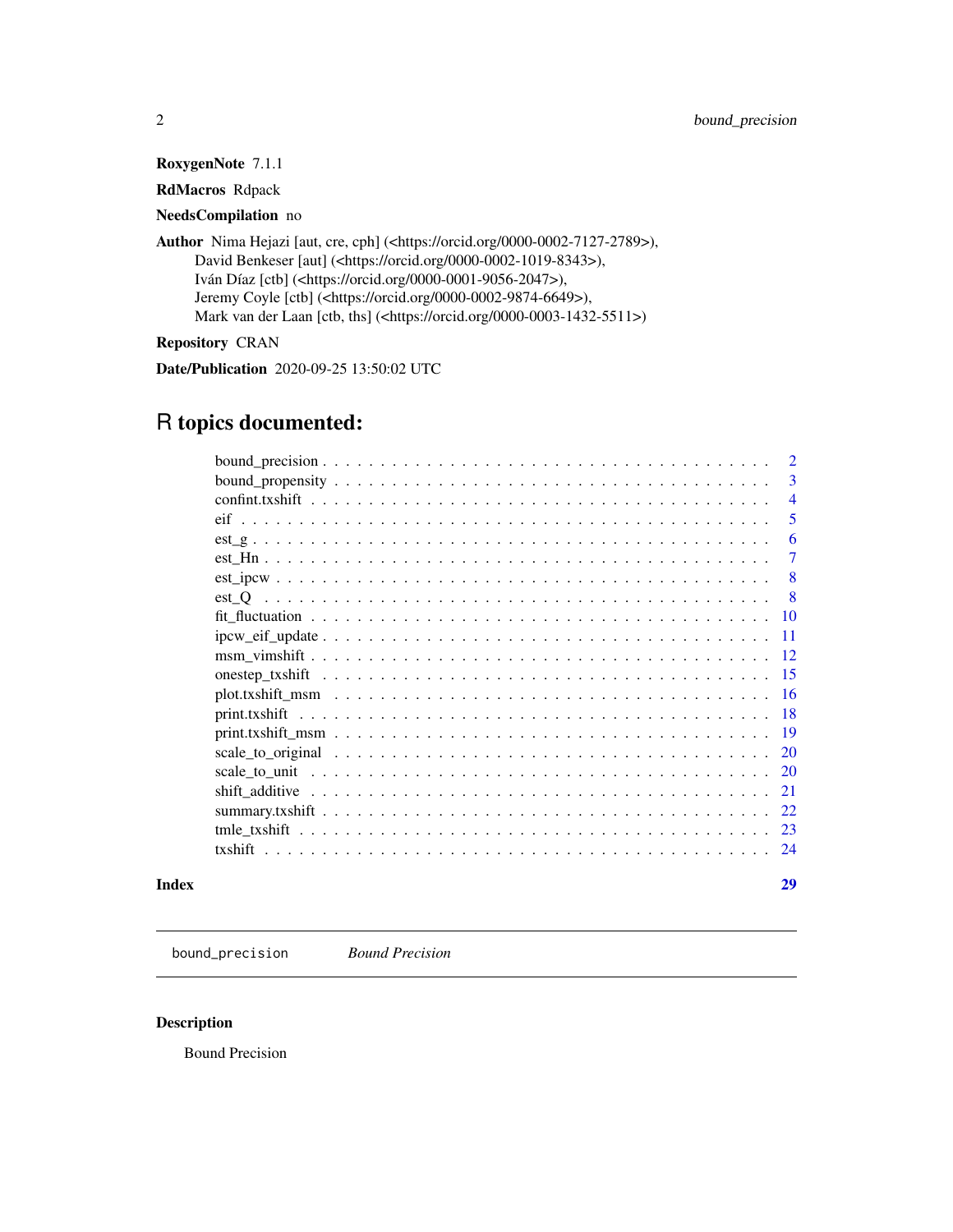**RoxygenNote** 7.1.1

**RdMacros** Rdpack

**NeedsCompilation** no

**Author** Nima Hejazi [aut, cre, cph] (<https://orcid.org/0000-0002-7127-2789>),
David Benkeser [aut] (<https://orcid.org/0000-0002-1019-8343>),
Iván Díaz [ctb] (<https://orcid.org/0000-0001-9056-2047>),
Jeremy Coyle [ctb] (<https://orcid.org/0000-0002-9874-6649>),
Mark van der Laan [ctb, ths] (<https://orcid.org/0000-0003-1432-5511>)

**Repository** CRAN

**Date/Publication** 2020-09-25 13:50:02 UTC

# R topics documented:

- bound_precision . . . . . 2
- bound_propensity . . . . . 3
- confint.txshift . . . . . 4
- eif . . . . . 5
- est_g . . . . . 6
- est_Hn . . . . . 7
- est_ipcw . . . . . 8
- est_Q . . . . . 8
- fit_fluctuation . . . . . 10
- ipcw_eif_update . . . . . 11
- msm_vimshift . . . . . 12
- onestep_txshift . . . . . 15
- plot.txshift_msm . . . . . 16
- print.txshift . . . . . 18
- print.txshift_msm . . . . . 19
- scale_to_original . . . . . 20
- scale_to_unit . . . . . 20
- shift_additive . . . . . 21
- summary.txshift . . . . . 22
- tmle_txshift . . . . . 23
- txshift . . . . . 24

**Index** 29

---

`bound_precision` *Bound Precision*

---

## Description

Bound Precision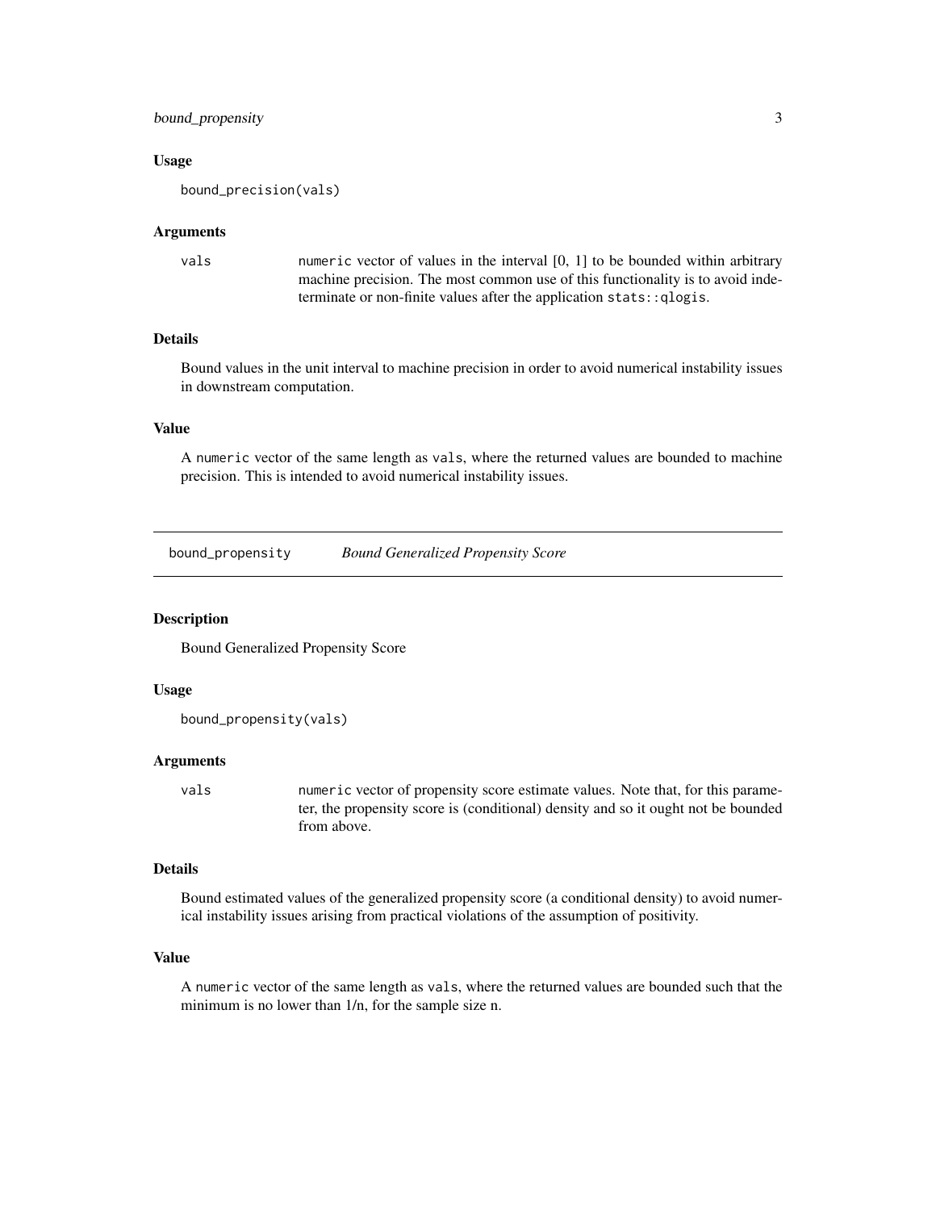### Usage

```
bound_precision(vals)
```

### Arguments

| | |
|---|---|
| `vals` | `numeric` vector of values in the interval [0, 1] to be bounded within arbitrary machine precision. The most common use of this functionality is to avoid indeterminate or non-finite values after the application `stats::qlogis`. |

### Details

Bound values in the unit interval to machine precision in order to avoid numerical instability issues in downstream computation.

### Value

A `numeric` vector of the same length as `vals`, where the returned values are bounded to machine precision. This is intended to avoid numerical instability issues.

---

## bound_propensity *Bound Generalized Propensity Score*

### Description

Bound Generalized Propensity Score

### Usage

```
bound_propensity(vals)
```

### Arguments

| | |
|---|---|
| `vals` | `numeric` vector of propensity score estimate values. Note that, for this parameter, the propensity score is (conditional) density and so it ought not be bounded from above. |

### Details

Bound estimated values of the generalized propensity score (a conditional density) to avoid numerical instability issues arising from practical violations of the assumption of positivity.

### Value

A `numeric` vector of the same length as `vals`, where the returned values are bounded such that the minimum is no lower than 1/n, for the sample size n.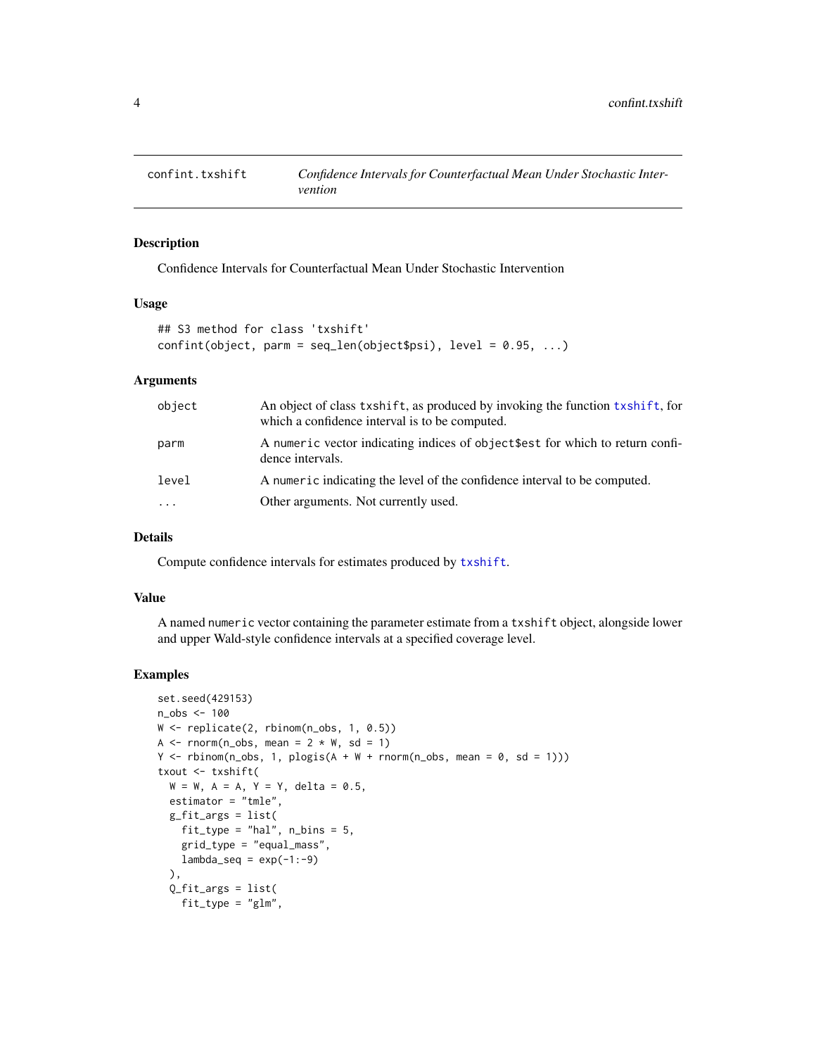# confint.txshift

*Confidence Intervals for Counterfactual Mean Under Stochastic Intervention*

## Description

Confidence Intervals for Counterfactual Mean Under Stochastic Intervention

## Usage

```
## S3 method for class 'txshift'
confint(object, parm = seq_len(object$psi), level = 0.95, ...)
```

## Arguments

| | |
|---|---|
| object | An object of class txshift, as produced by invoking the function txshift, for which a confidence interval is to be computed. |
| parm | A numeric vector indicating indices of object$est for which to return confidence intervals. |
| level | A numeric indicating the level of the confidence interval to be computed. |
| ... | Other arguments. Not currently used. |

## Details

Compute confidence intervals for estimates produced by txshift.

## Value

A named numeric vector containing the parameter estimate from a txshift object, alongside lower and upper Wald-style confidence intervals at a specified coverage level.

## Examples

```
set.seed(429153)
n_obs <- 100
W <- replicate(2, rbinom(n_obs, 1, 0.5))
A <- rnorm(n_obs, mean = 2 * W, sd = 1)
Y <- rbinom(n_obs, 1, plogis(A + W + rnorm(n_obs, mean = 0, sd = 1)))
txout <- txshift(
  W = W, A = A, Y = Y, delta = 0.5,
  estimator = "tmle",
  g_fit_args = list(
    fit_type = "hal", n_bins = 5,
    grid_type = "equal_mass",
    lambda_seq = exp(-1:-9)
  ),
  Q_fit_args = list(
    fit_type = "glm",
```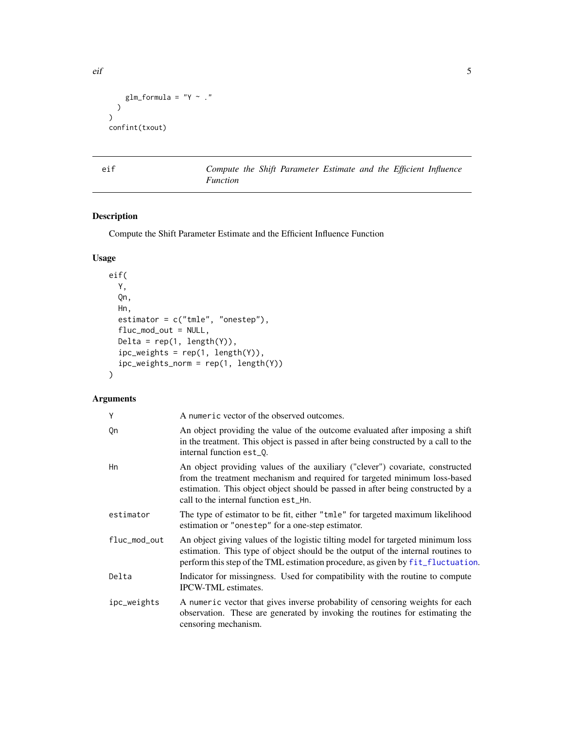```
    glm_formula = "Y ~ ."
  )
)
confint(txout)
```

## eif — *Compute the Shift Parameter Estimate and the Efficient Influence Function*

### Description

Compute the Shift Parameter Estimate and the Efficient Influence Function

### Usage

```
eif(
  Y,
  Qn,
  Hn,
  estimator = c("tmle", "onestep"),
  fluc_mod_out = NULL,
  Delta = rep(1, length(Y)),
  ipc_weights = rep(1, length(Y)),
  ipc_weights_norm = rep(1, length(Y))
)
```

### Arguments

| Argument | Description |
| --- | --- |
| `Y` | A `numeric` vector of the observed outcomes. |
| `Qn` | An object providing the value of the outcome evaluated after imposing a shift in the treatment. This object is passed in after being constructed by a call to the internal function `est_Q`. |
| `Hn` | An object providing values of the auxiliary ("clever") covariate, constructed from the treatment mechanism and required for targeted minimum loss-based estimation. This object object should be passed in after being constructed by a call to the internal function `est_Hn`. |
| `estimator` | The type of estimator to be fit, either `"tmle"` for targeted maximum likelihood estimation or `"onestep"` for a one-step estimator. |
| `fluc_mod_out` | An object giving values of the logistic tilting model for targeted minimum loss estimation. This type of object should be the output of the internal routines to perform this step of the TML estimation procedure, as given by `fit_fluctuation`. |
| `Delta` | Indicator for missingness. Used for compatibility with the routine to compute IPCW-TML estimates. |
| `ipc_weights` | A `numeric` vector that gives inverse probability of censoring weights for each observation. These are generated by invoking the routines for estimating the censoring mechanism. |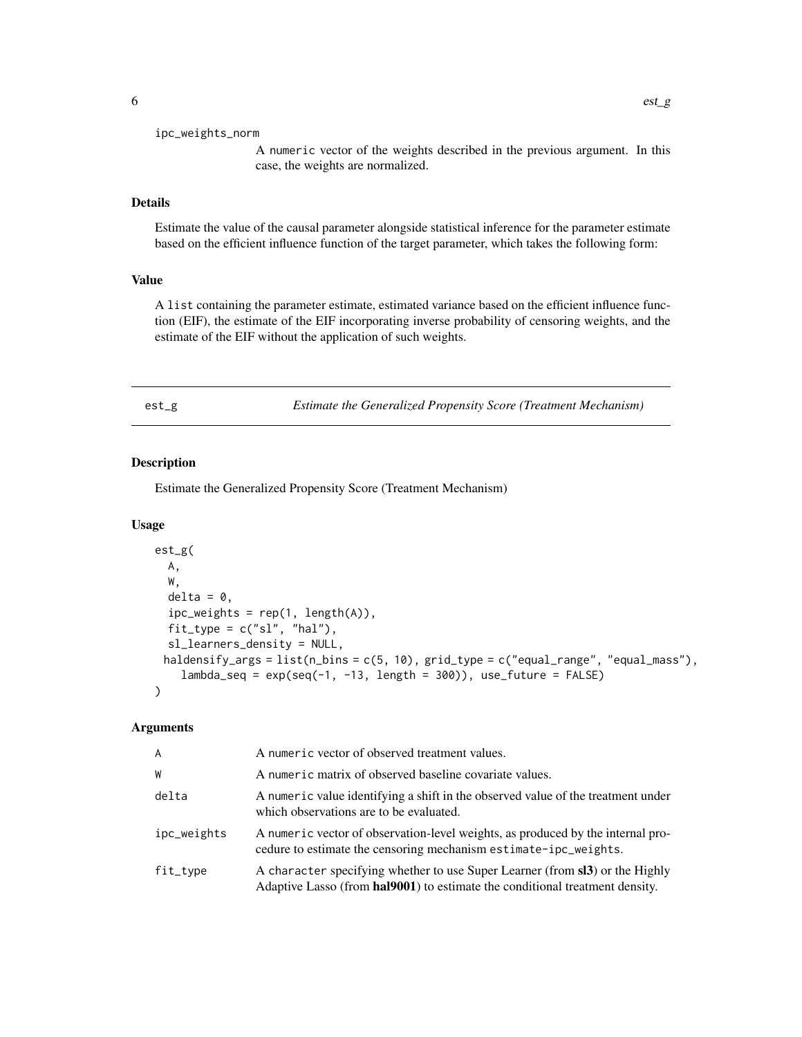`ipc_weights_norm`
A numeric vector of the weights described in the previous argument. In this case, the weights are normalized.

### Details

Estimate the value of the causal parameter alongside statistical inference for the parameter estimate based on the efficient influence function of the target parameter, which takes the following form:

### Value

A list containing the parameter estimate, estimated variance based on the efficient influence function (EIF), the estimate of the EIF incorporating inverse probability of censoring weights, and the estimate of the EIF without the application of such weights.

---

## est_g — *Estimate the Generalized Propensity Score (Treatment Mechanism)*

### Description

Estimate the Generalized Propensity Score (Treatment Mechanism)

### Usage

```
est_g(
  A,
  W,
  delta = 0,
  ipc_weights = rep(1, length(A)),
  fit_type = c("sl", "hal"),
  sl_learners_density = NULL,
  haldensify_args = list(n_bins = c(5, 10), grid_type = c("equal_range", "equal_mass"),
    lambda_seq = exp(seq(-1, -13, length = 300)), use_future = FALSE)
)
```

### Arguments

| | |
|---|---|
| `A` | A numeric vector of observed treatment values. |
| `W` | A numeric matrix of observed baseline covariate values. |
| `delta` | A numeric value identifying a shift in the observed value of the treatment under which observations are to be evaluated. |
| `ipc_weights` | A numeric vector of observation-level weights, as produced by the internal procedure to estimate the censoring mechanism `estimate-ipc_weights`. |
| `fit_type` | A character specifying whether to use Super Learner (from **sl3**) or the Highly Adaptive Lasso (from **hal9001**) to estimate the conditional treatment density. |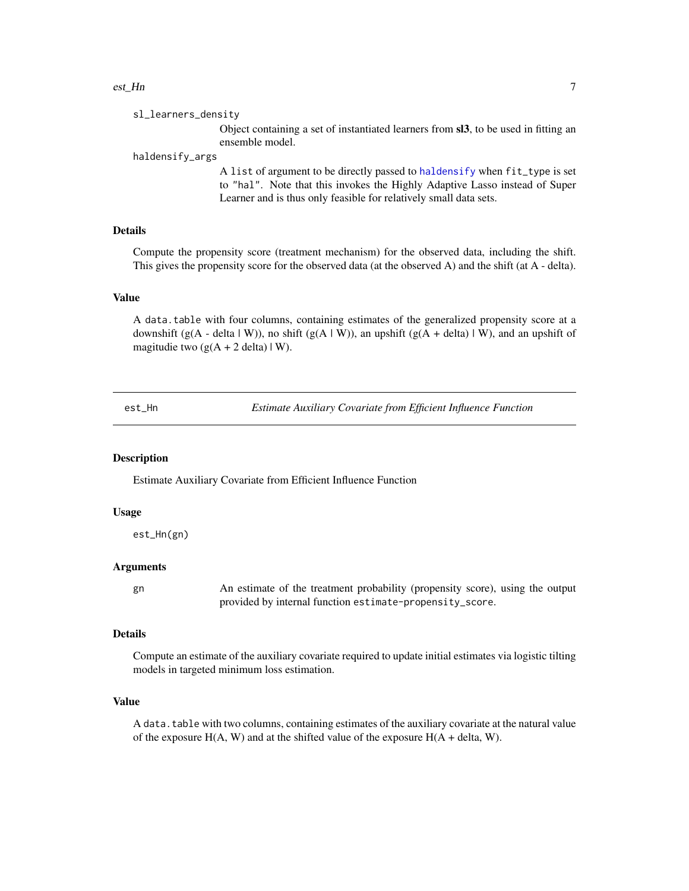`sl_learners_density`
: Object containing a set of instantiated learners from **sl3**, to be used in fitting an ensemble model.

`haldensify_args`
: A `list` of argument to be directly passed to `haldensify` when `fit_type` is set to `"hal"`. Note that this invokes the Highly Adaptive Lasso instead of Super Learner and is thus only feasible for relatively small data sets.

### Details

Compute the propensity score (treatment mechanism) for the observed data, including the shift. This gives the propensity score for the observed data (at the observed A) and the shift (at A - delta).

### Value

A `data.table` with four columns, containing estimates of the generalized propensity score at a downshift (g(A - delta | W)), no shift (g(A | W)), an upshift (g(A + delta) | W), and an upshift of magitudie two (g(A + 2 delta) | W).

---

## est_Hn — *Estimate Auxiliary Covariate from Efficient Influence Function*

### Description

Estimate Auxiliary Covariate from Efficient Influence Function

### Usage

```
est_Hn(gn)
```

### Arguments

`gn`
: An estimate of the treatment probability (propensity score), using the output provided by internal function `estimate-propensity_score`.

### Details

Compute an estimate of the auxiliary covariate required to update initial estimates via logistic tilting models in targeted minimum loss estimation.

### Value

A `data.table` with two columns, containing estimates of the auxiliary covariate at the natural value of the exposure H(A, W) and at the shifted value of the exposure H(A + delta, W).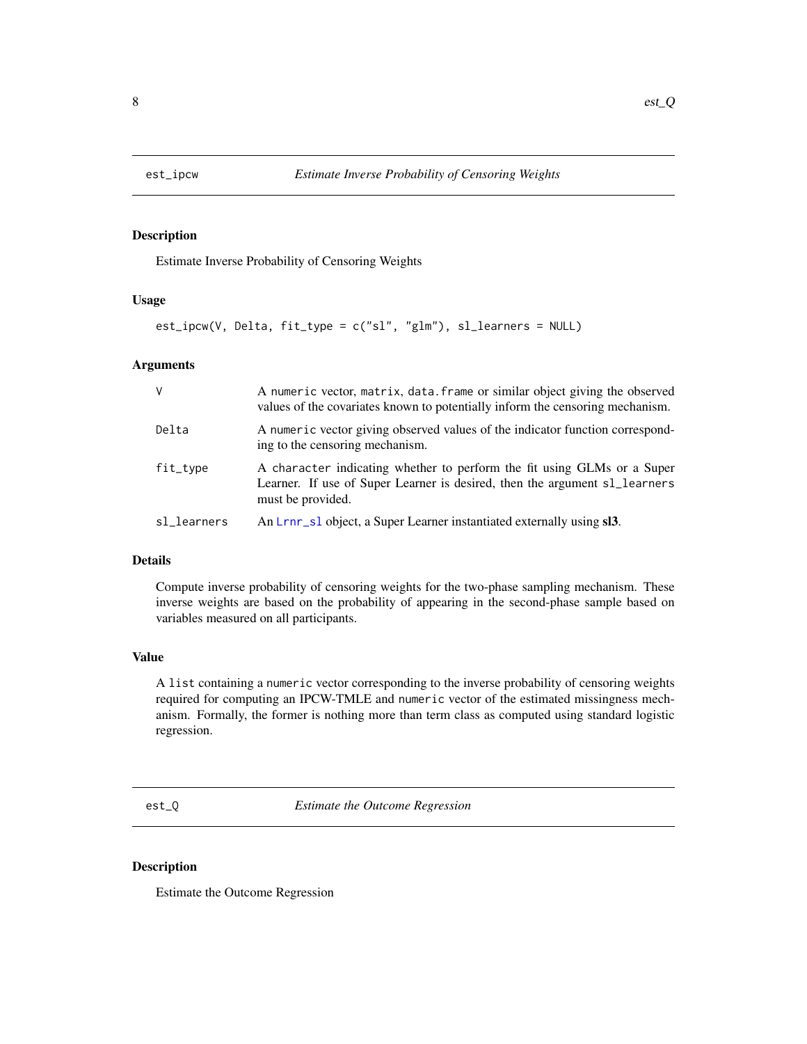## est_ipcw — *Estimate Inverse Probability of Censoring Weights*

### Description

Estimate Inverse Probability of Censoring Weights

### Usage

```
est_ipcw(V, Delta, fit_type = c("sl", "glm"), sl_learners = NULL)
```

### Arguments

| | |
|---|---|
| V | A numeric vector, matrix, data.frame or similar object giving the observed values of the covariates known to potentially inform the censoring mechanism. |
| Delta | A numeric vector giving observed values of the indicator function corresponding to the censoring mechanism. |
| fit_type | A character indicating whether to perform the fit using GLMs or a Super Learner. If use of Super Learner is desired, then the argument sl_learners must be provided. |
| sl_learners | An Lrnr_sl object, a Super Learner instantiated externally using **sl3**. |

### Details

Compute inverse probability of censoring weights for the two-phase sampling mechanism. These inverse weights are based on the probability of appearing in the second-phase sample based on variables measured on all participants.

### Value

A list containing a numeric vector corresponding to the inverse probability of censoring weights required for computing an IPCW-TMLE and numeric vector of the estimated missingness mechanism. Formally, the former is nothing more than term class as computed using standard logistic regression.

## est_Q — *Estimate the Outcome Regression*

### Description

Estimate the Outcome Regression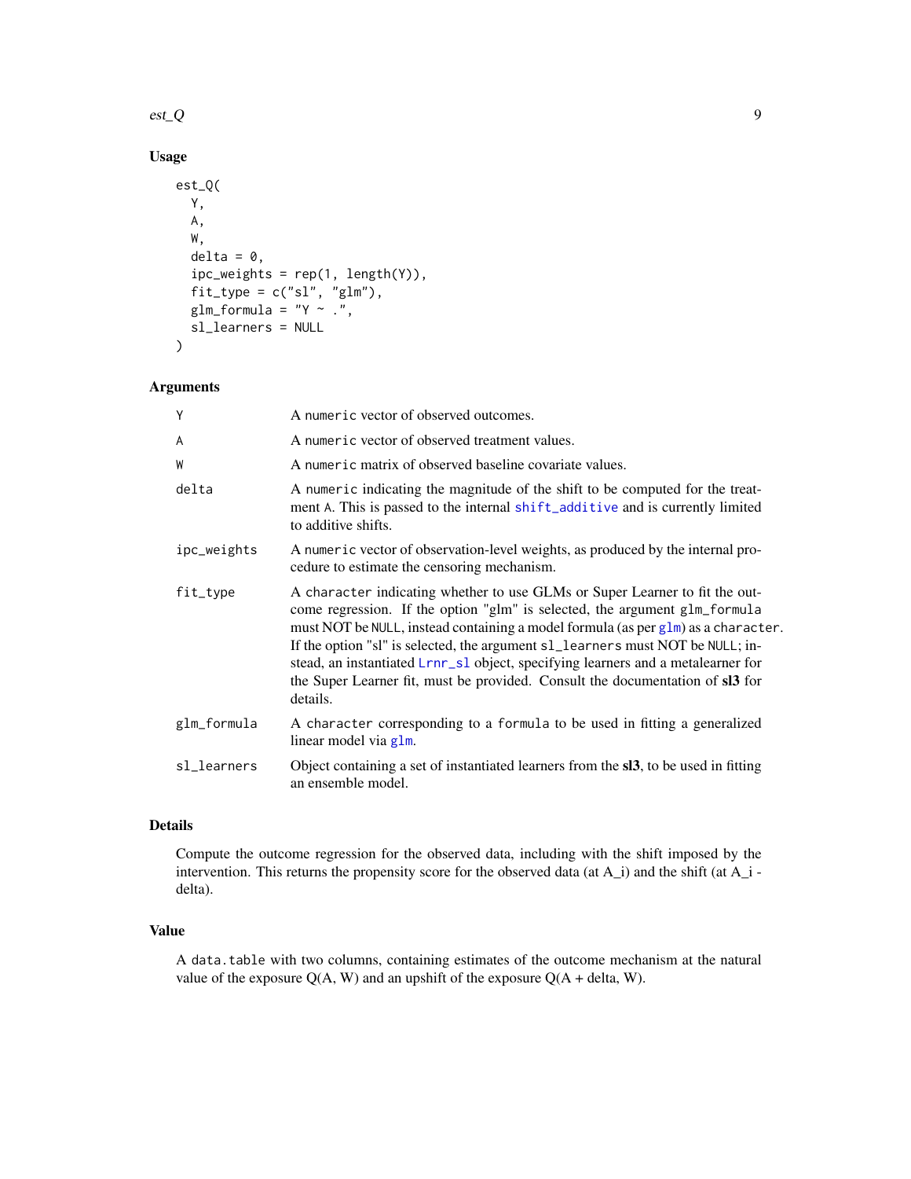## Usage

```
est_Q(
  Y,
  A,
  W,
  delta = 0,
  ipc_weights = rep(1, length(Y)),
  fit_type = c("sl", "glm"),
  glm_formula = "Y ~ .",
  sl_learners = NULL
)
```

## Arguments

| | |
|---|---|
| Y | A numeric vector of observed outcomes. |
| A | A numeric vector of observed treatment values. |
| W | A numeric matrix of observed baseline covariate values. |
| delta | A numeric indicating the magnitude of the shift to be computed for the treatment A. This is passed to the internal shift_additive and is currently limited to additive shifts. |
| ipc_weights | A numeric vector of observation-level weights, as produced by the internal procedure to estimate the censoring mechanism. |
| fit_type | A character indicating whether to use GLMs or Super Learner to fit the outcome regression. If the option "glm" is selected, the argument glm_formula must NOT be NULL, instead containing a model formula (as per glm) as a character. If the option "sl" is selected, the argument sl_learners must NOT be NULL; instead, an instantiated Lrnr_sl object, specifying learners and a metalearner for the Super Learner fit, must be provided. Consult the documentation of **sl3** for details. |
| glm_formula | A character corresponding to a formula to be used in fitting a generalized linear model via glm. |
| sl_learners | Object containing a set of instantiated learners from the **sl3**, to be used in fitting an ensemble model. |

## Details

Compute the outcome regression for the observed data, including with the shift imposed by the intervention. This returns the propensity score for the observed data (at A_i) and the shift (at A_i - delta).

## Value

A data.table with two columns, containing estimates of the outcome mechanism at the natural value of the exposure Q(A, W) and an upshift of the exposure Q(A + delta, W).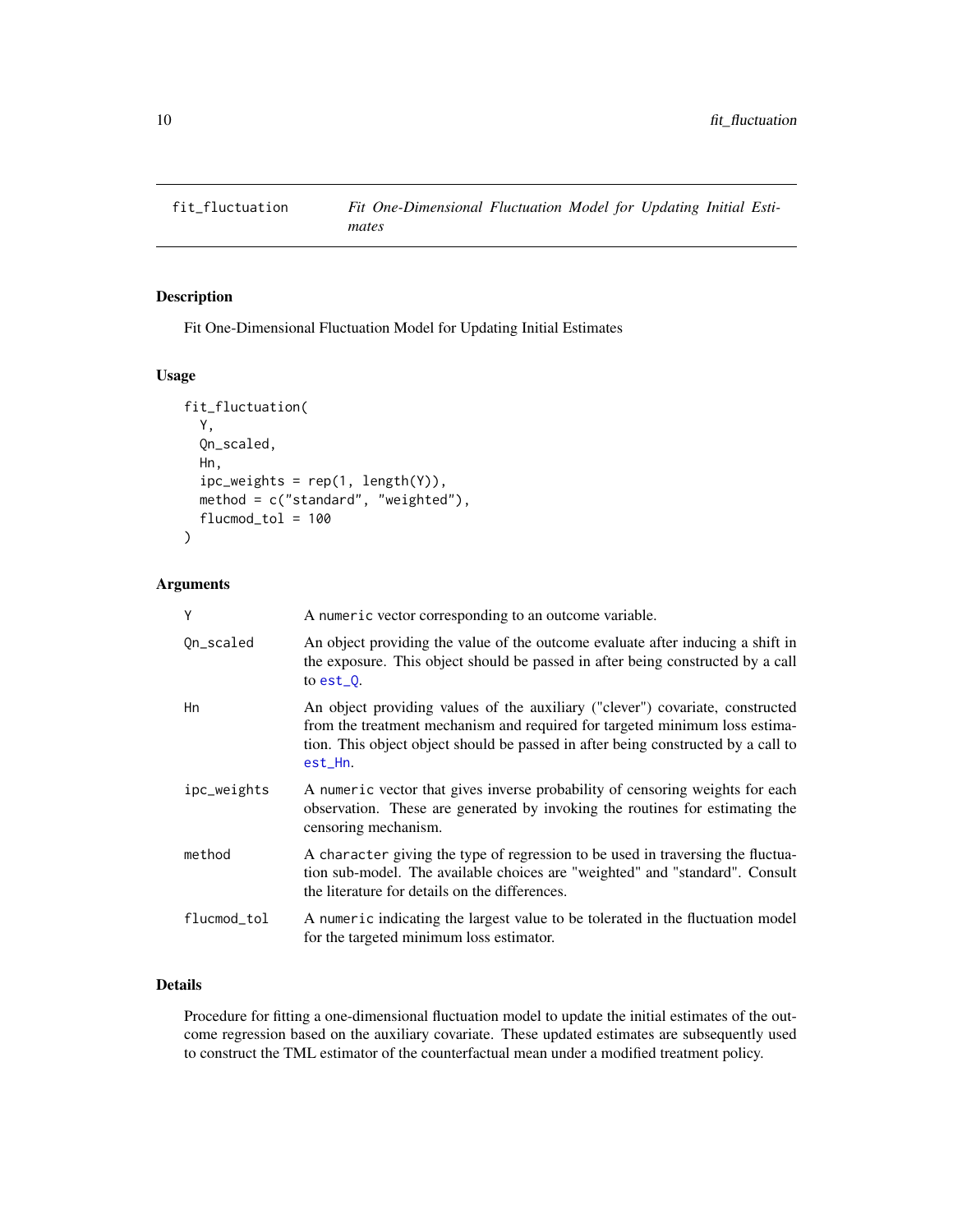# fit_fluctuation — *Fit One-Dimensional Fluctuation Model for Updating Initial Estimates*

## Description

Fit One-Dimensional Fluctuation Model for Updating Initial Estimates

## Usage

```
fit_fluctuation(
  Y,
  Qn_scaled,
  Hn,
  ipc_weights = rep(1, length(Y)),
  method = c("standard", "weighted"),
  flucmod_tol = 100
)
```

## Arguments

| | |
|---|---|
| Y | A numeric vector corresponding to an outcome variable. |
| Qn_scaled | An object providing the value of the outcome evaluate after inducing a shift in the exposure. This object should be passed in after being constructed by a call to est_Q. |
| Hn | An object providing values of the auxiliary ("clever") covariate, constructed from the treatment mechanism and required for targeted minimum loss estimation. This object object should be passed in after being constructed by a call to est_Hn. |
| ipc_weights | A numeric vector that gives inverse probability of censoring weights for each observation. These are generated by invoking the routines for estimating the censoring mechanism. |
| method | A character giving the type of regression to be used in traversing the fluctuation sub-model. The available choices are "weighted" and "standard". Consult the literature for details on the differences. |
| flucmod_tol | A numeric indicating the largest value to be tolerated in the fluctuation model for the targeted minimum loss estimator. |

## Details

Procedure for fitting a one-dimensional fluctuation model to update the initial estimates of the outcome regression based on the auxiliary covariate. These updated estimates are subsequently used to construct the TML estimator of the counterfactual mean under a modified treatment policy.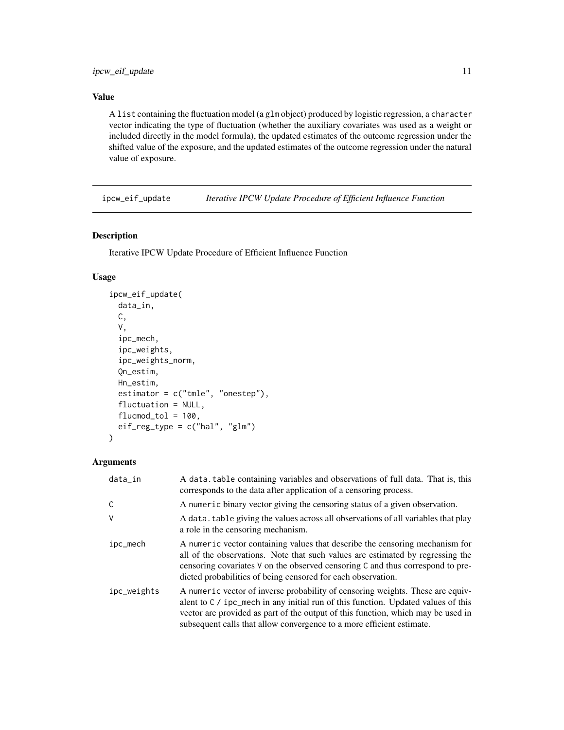## Value

A `list` containing the fluctuation model (a `glm` object) produced by logistic regression, a `character` vector indicating the type of fluctuation (whether the auxiliary covariates was used as a weight or included directly in the model formula), the updated estimates of the outcome regression under the shifted value of the exposure, and the updated estimates of the outcome regression under the natural value of exposure.

---

# ipcw_eif_update — *Iterative IPCW Update Procedure of Efficient Influence Function*

---

## Description

Iterative IPCW Update Procedure of Efficient Influence Function

## Usage

```
ipcw_eif_update(
  data_in,
  C,
  V,
  ipc_mech,
  ipc_weights,
  ipc_weights_norm,
  Qn_estim,
  Hn_estim,
  estimator = c("tmle", "onestep"),
  fluctuation = NULL,
  flucmod_tol = 100,
  eif_reg_type = c("hal", "glm")
)
```

## Arguments

| | |
|---|---|
| `data_in` | A `data.table` containing variables and observations of full data. That is, this corresponds to the data after application of a censoring process. |
| `C` | A `numeric` binary vector giving the censoring status of a given observation. |
| `V` | A `data.table` giving the values across all observations of all variables that play a role in the censoring mechanism. |
| `ipc_mech` | A `numeric` vector containing values that describe the censoring mechanism for all of the observations. Note that such values are estimated by regressing the censoring covariates `V` on the observed censoring `C` and thus correspond to predicted probabilities of being censored for each observation. |
| `ipc_weights` | A `numeric` vector of inverse probability of censoring weights. These are equivalent to `C / ipc_mech` in any initial run of this function. Updated values of this vector are provided as part of the output of this function, which may be used in subsequent calls that allow convergence to a more efficient estimate. |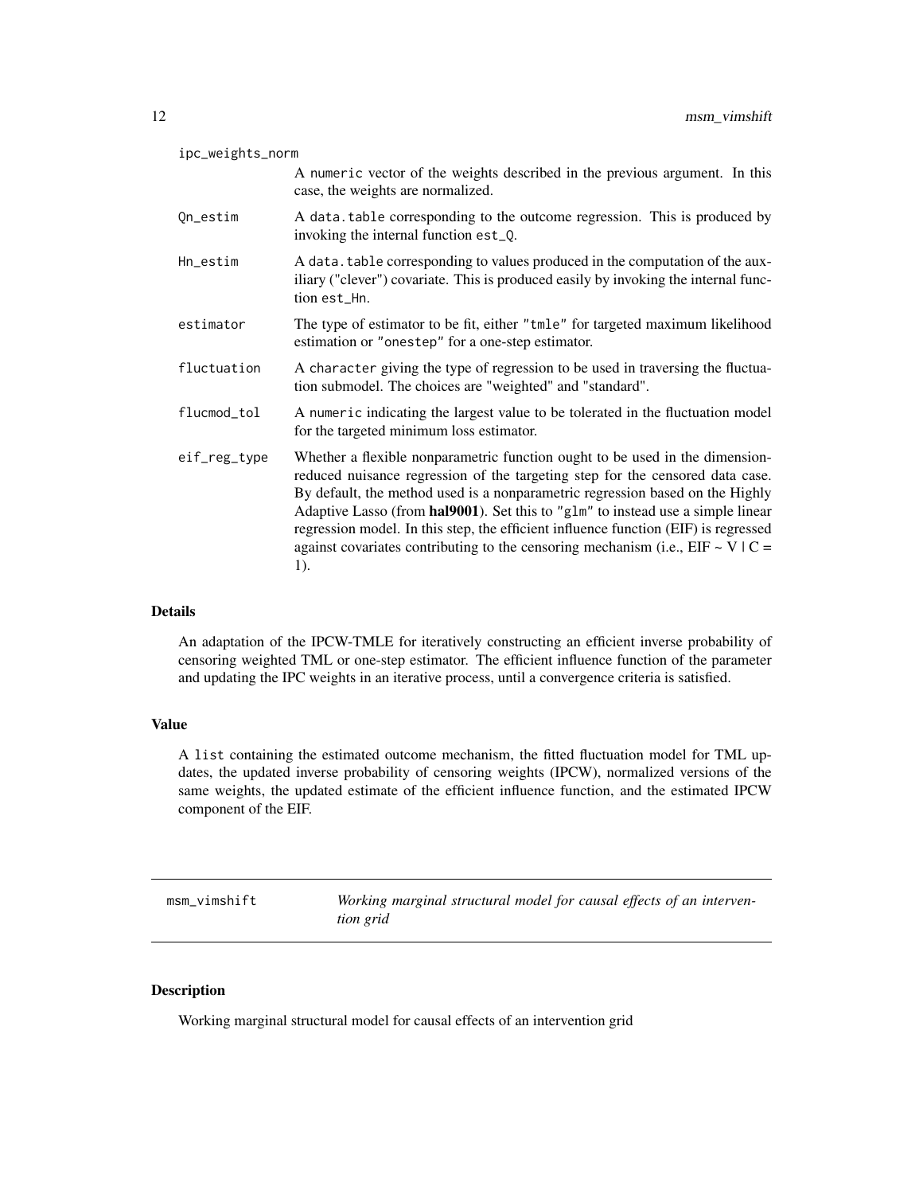ipc_weights_norm
: A `numeric` vector of the weights described in the previous argument. In this case, the weights are normalized.

Qn_estim
: A `data.table` corresponding to the outcome regression. This is produced by invoking the internal function `est_Q`.

Hn_estim
: A `data.table` corresponding to values produced in the computation of the auxiliary ("clever") covariate. This is produced easily by invoking the internal function `est_Hn`.

estimator
: The type of estimator to be fit, either `"tmle"` for targeted maximum likelihood estimation or `"onestep"` for a one-step estimator.

fluctuation
: A `character` giving the type of regression to be used in traversing the fluctuation submodel. The choices are "weighted" and "standard".

flucmod_tol
: A `numeric` indicating the largest value to be tolerated in the fluctuation model for the targeted minimum loss estimator.

eif_reg_type
: Whether a flexible nonparametric function ought to be used in the dimension-reduced nuisance regression of the targeting step for the censored data case. By default, the method used is a nonparametric regression based on the Highly Adaptive Lasso (from **hal9001**). Set this to `"glm"` to instead use a simple linear regression model. In this step, the efficient influence function (EIF) is regressed against covariates contributing to the censoring mechanism (i.e., EIF ~ V | C = 1).

### Details

An adaptation of the IPCW-TMLE for iteratively constructing an efficient inverse probability of censoring weighted TML or one-step estimator. The efficient influence function of the parameter and updating the IPC weights in an iterative process, until a convergence criteria is satisfied.

### Value

A `list` containing the estimated outcome mechanism, the fitted fluctuation model for TML updates, the updated inverse probability of censoring weights (IPCW), normalized versions of the same weights, the updated estimate of the efficient influence function, and the estimated IPCW component of the EIF.

---

## msm_vimshift — *Working marginal structural model for causal effects of an intervention grid*

### Description

Working marginal structural model for causal effects of an intervention grid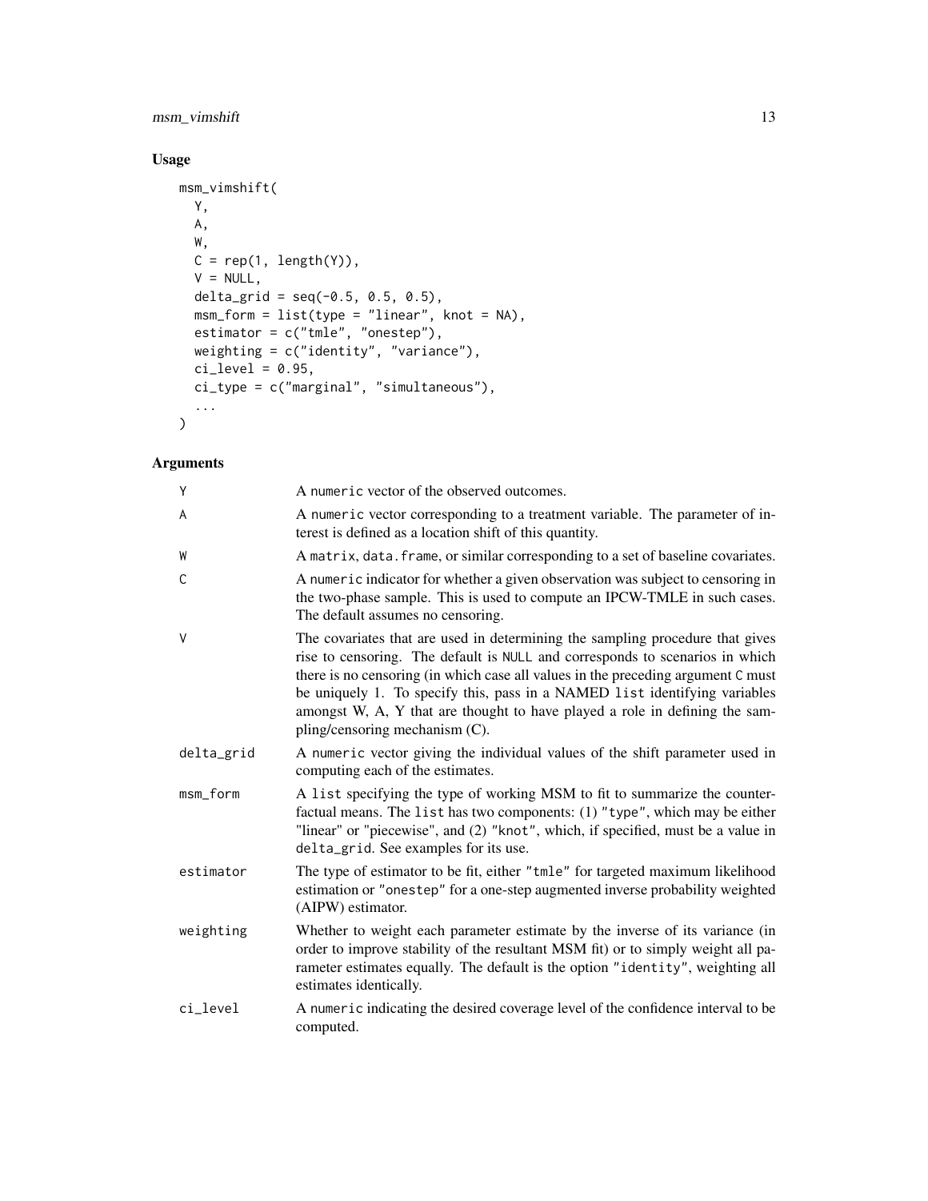## Usage

```
msm_vimshift(
  Y,
  A,
  W,
  C = rep(1, length(Y)),
  V = NULL,
  delta_grid = seq(-0.5, 0.5, 0.5),
  msm_form = list(type = "linear", knot = NA),
  estimator = c("tmle", "onestep"),
  weighting = c("identity", "variance"),
  ci_level = 0.95,
  ci_type = c("marginal", "simultaneous"),
  ...
)
```

## Arguments

| | |
|---|---|
| Y | A numeric vector of the observed outcomes. |
| A | A numeric vector corresponding to a treatment variable. The parameter of interest is defined as a location shift of this quantity. |
| W | A matrix, data.frame, or similar corresponding to a set of baseline covariates. |
| C | A numeric indicator for whether a given observation was subject to censoring in the two-phase sample. This is used to compute an IPCW-TMLE in such cases. The default assumes no censoring. |
| V | The covariates that are used in determining the sampling procedure that gives rise to censoring. The default is NULL and corresponds to scenarios in which there is no censoring (in which case all values in the preceding argument C must be uniquely 1. To specify this, pass in a NAMED list identifying variables amongst W, A, Y that are thought to have played a role in defining the sampling/censoring mechanism (C). |
| delta_grid | A numeric vector giving the individual values of the shift parameter used in computing each of the estimates. |
| msm_form | A list specifying the type of working MSM to fit to summarize the counterfactual means. The list has two components: (1) "type", which may be either "linear" or "piecewise", and (2) "knot", which, if specified, must be a value in delta_grid. See examples for its use. |
| estimator | The type of estimator to be fit, either "tmle" for targeted maximum likelihood estimation or "onestep" for a one-step augmented inverse probability weighted (AIPW) estimator. |
| weighting | Whether to weight each parameter estimate by the inverse of its variance (in order to improve stability of the resultant MSM fit) or to simply weight all parameter estimates equally. The default is the option "identity", weighting all estimates identically. |
| ci_level | A numeric indicating the desired coverage level of the confidence interval to be computed. |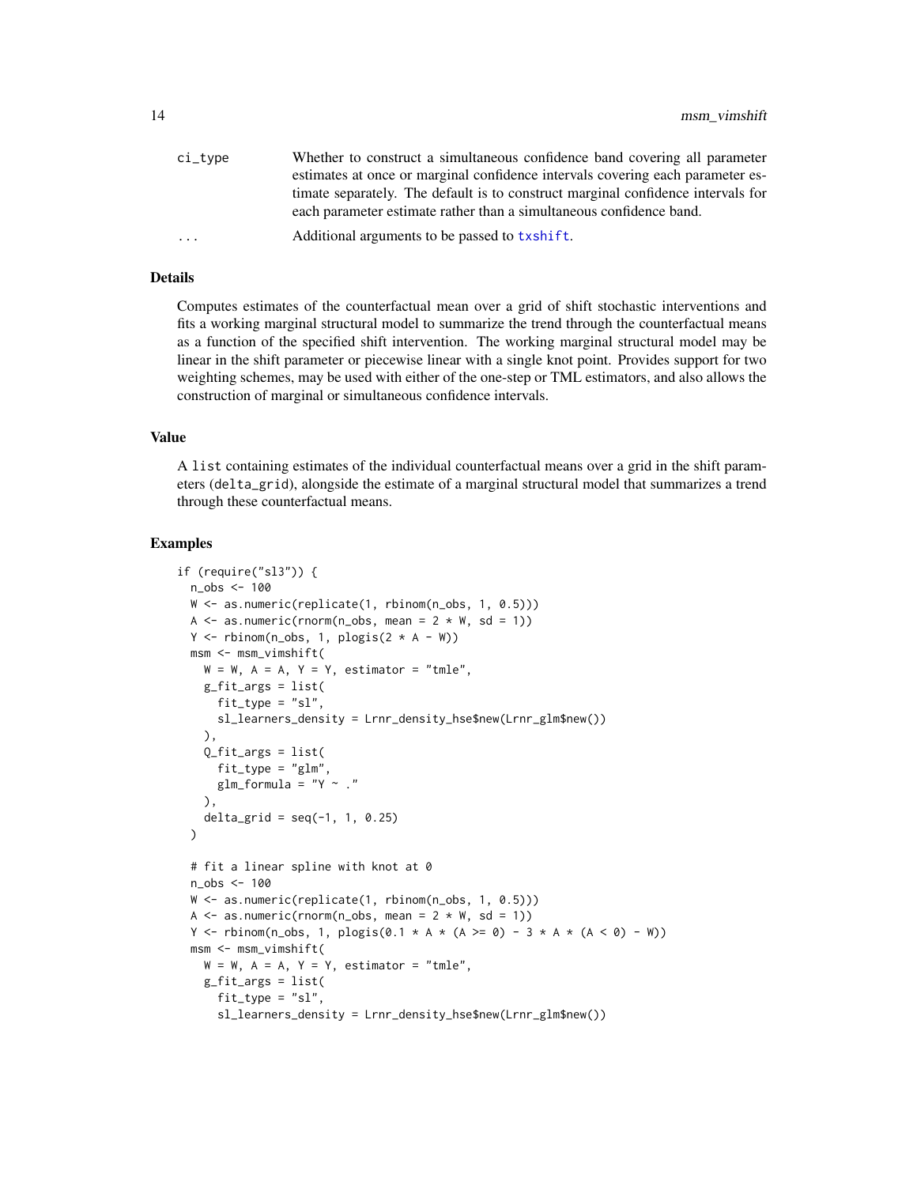| | |
|---|---|
| ci_type | Whether to construct a simultaneous confidence band covering all parameter estimates at once or marginal confidence intervals covering each parameter estimate separately. The default is to construct marginal confidence intervals for each parameter estimate rather than a simultaneous confidence band. |
| ... | Additional arguments to be passed to txshift. |

## Details

Computes estimates of the counterfactual mean over a grid of shift stochastic interventions and fits a working marginal structural model to summarize the trend through the counterfactual means as a function of the specified shift intervention. The working marginal structural model may be linear in the shift parameter or piecewise linear with a single knot point. Provides support for two weighting schemes, may be used with either of the one-step or TML estimators, and also allows the construction of marginal or simultaneous confidence intervals.

## Value

A list containing estimates of the individual counterfactual means over a grid in the shift parameters (delta_grid), alongside the estimate of a marginal structural model that summarizes a trend through these counterfactual means.

## Examples

```
if (require("sl3")) {
  n_obs <- 100
  W <- as.numeric(replicate(1, rbinom(n_obs, 1, 0.5)))
  A <- as.numeric(rnorm(n_obs, mean = 2 * W, sd = 1))
  Y <- rbinom(n_obs, 1, plogis(2 * A - W))
  msm <- msm_vimshift(
    W = W, A = A, Y = Y, estimator = "tmle",
    g_fit_args = list(
      fit_type = "sl",
      sl_learners_density = Lrnr_density_hse$new(Lrnr_glm$new())
    ),
    Q_fit_args = list(
      fit_type = "glm",
      glm_formula = "Y ~ ."
    ),
    delta_grid = seq(-1, 1, 0.25)
  )

  # fit a linear spline with knot at 0
  n_obs <- 100
  W <- as.numeric(replicate(1, rbinom(n_obs, 1, 0.5)))
  A <- as.numeric(rnorm(n_obs, mean = 2 * W, sd = 1))
  Y <- rbinom(n_obs, 1, plogis(0.1 * A * (A >= 0) - 3 * A * (A < 0) - W))
  msm <- msm_vimshift(
    W = W, A = A, Y = Y, estimator = "tmle",
    g_fit_args = list(
      fit_type = "sl",
      sl_learners_density = Lrnr_density_hse$new(Lrnr_glm$new())
```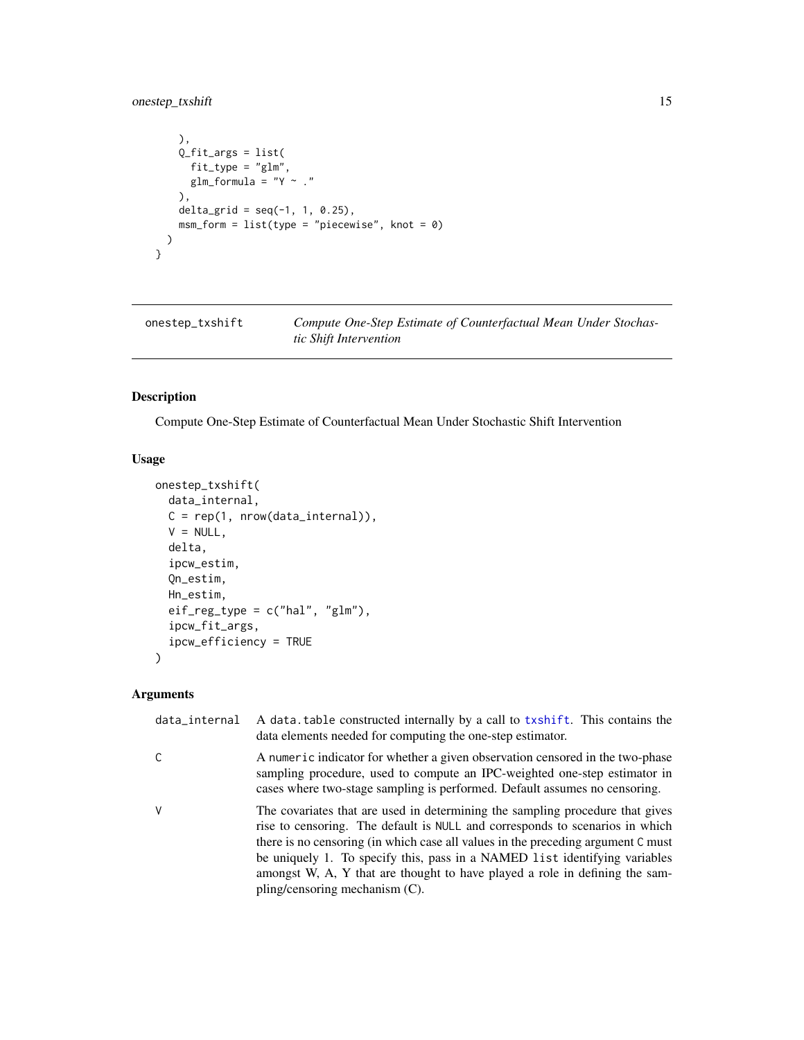```
    ),
    Q_fit_args = list(
      fit_type = "glm",
      glm_formula = "Y ~ ."
    ),
    delta_grid = seq(-1, 1, 0.25),
    msm_form = list(type = "piecewise", knot = 0)
  )
}
```

## onestep_txshift    *Compute One-Step Estimate of Counterfactual Mean Under Stochastic Shift Intervention*

### Description

Compute One-Step Estimate of Counterfactual Mean Under Stochastic Shift Intervention

### Usage

```
onestep_txshift(
  data_internal,
  C = rep(1, nrow(data_internal)),
  V = NULL,
  delta,
  ipcw_estim,
  Qn_estim,
  Hn_estim,
  eif_reg_type = c("hal", "glm"),
  ipcw_fit_args,
  ipcw_efficiency = TRUE
)
```

### Arguments

| | |
|---|---|
| `data_internal` | A `data.table` constructed internally by a call to `txshift`. This contains the data elements needed for computing the one-step estimator. |
| `C` | A `numeric` indicator for whether a given observation censored in the two-phase sampling procedure, used to compute an IPC-weighted one-step estimator in cases where two-stage sampling is performed. Default assumes no censoring. |
| `V` | The covariates that are used in determining the sampling procedure that gives rise to censoring. The default is `NULL` and corresponds to scenarios in which there is no censoring (in which case all values in the preceding argument `C` must be uniquely 1. To specify this, pass in a NAMED `list` identifying variables amongst W, A, Y that are thought to have played a role in defining the sampling/censoring mechanism (C). |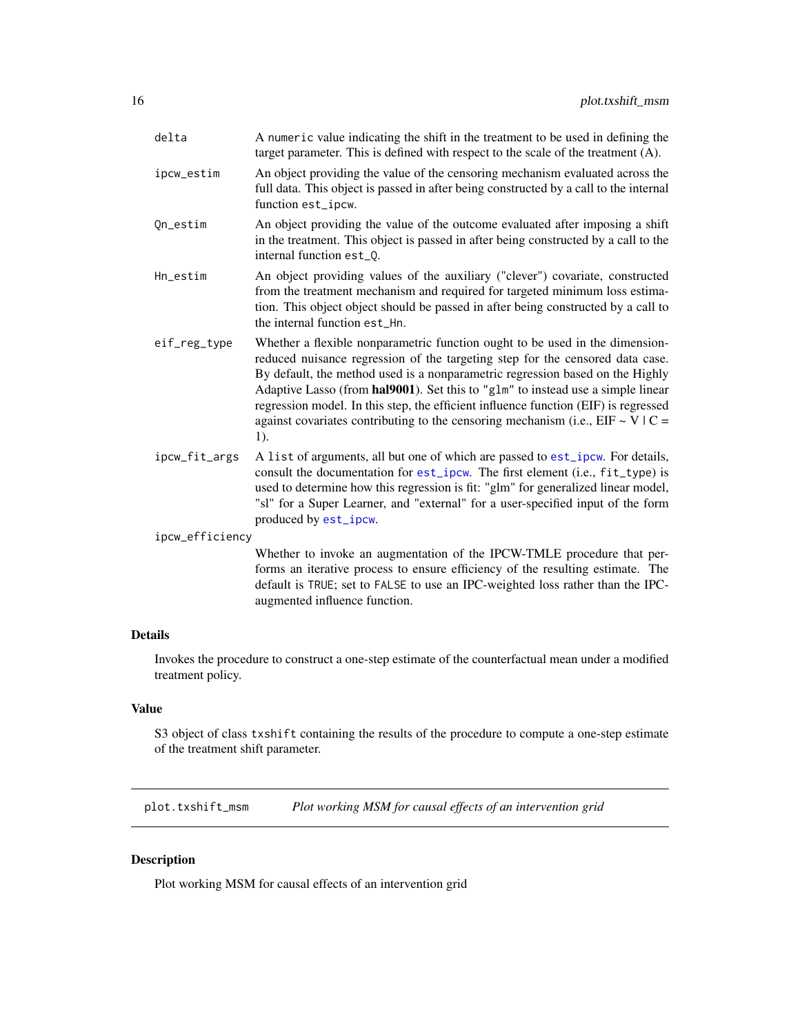| | |
|---|---|
| `delta` | A `numeric` value indicating the shift in the treatment to be used in defining the target parameter. This is defined with respect to the scale of the treatment (A). |
| `ipcw_estim` | An object providing the value of the censoring mechanism evaluated across the full data. This object is passed in after being constructed by a call to the internal function `est_ipcw`. |
| `Qn_estim` | An object providing the value of the outcome evaluated after imposing a shift in the treatment. This object is passed in after being constructed by a call to the internal function `est_Q`. |
| `Hn_estim` | An object providing values of the auxiliary ("clever") covariate, constructed from the treatment mechanism and required for targeted minimum loss estimation. This object object should be passed in after being constructed by a call to the internal function `est_Hn`. |
| `eif_reg_type` | Whether a flexible nonparametric function ought to be used in the dimension-reduced nuisance regression of the targeting step for the censored data case. By default, the method used is a nonparametric regression based on the Highly Adaptive Lasso (from **hal9001**). Set this to `"glm"` to instead use a simple linear regression model. In this step, the efficient influence function (EIF) is regressed against covariates contributing to the censoring mechanism (i.e., EIF ~ V \| C = 1). |
| `ipcw_fit_args` | A `list` of arguments, all but one of which are passed to `est_ipcw`. For details, consult the documentation for `est_ipcw`. The first element (i.e., `fit_type`) is used to determine how this regression is fit: "glm" for generalized linear model, "sl" for a Super Learner, and "external" for a user-specified input of the form produced by `est_ipcw`. |
| `ipcw_efficiency` | Whether to invoke an augmentation of the IPCW-TMLE procedure that performs an iterative process to ensure efficiency of the resulting estimate. The default is `TRUE`; set to `FALSE` to use an IPC-weighted loss rather than the IPC-augmented influence function. |

### Details

Invokes the procedure to construct a one-step estimate of the counterfactual mean under a modified treatment policy.

### Value

S3 object of class `txshift` containing the results of the procedure to compute a one-step estimate of the treatment shift parameter.

---

## plot.txshift_msm — *Plot working MSM for causal effects of an intervention grid*

### Description

Plot working MSM for causal effects of an intervention grid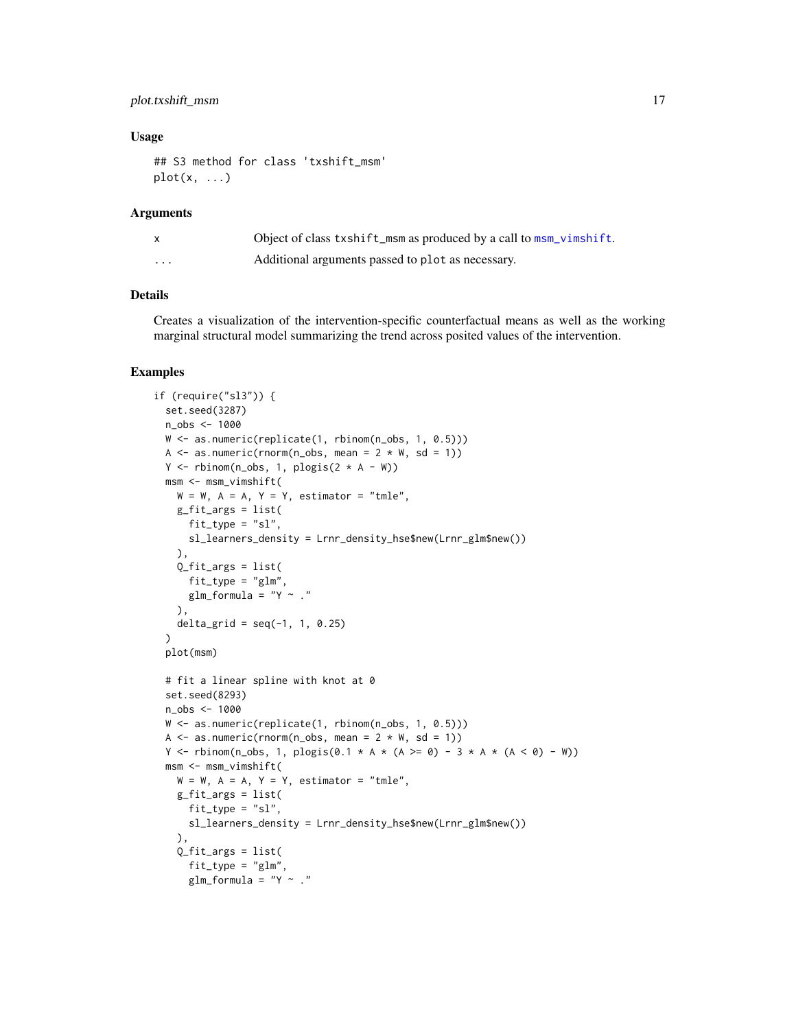### Usage

```
## S3 method for class 'txshift_msm'
plot(x, ...)
```

### Arguments

| | |
|---|---|
| x | Object of class `txshift_msm` as produced by a call to `msm_vimshift`. |
| ... | Additional arguments passed to `plot` as necessary. |

### Details

Creates a visualization of the intervention-specific counterfactual means as well as the working marginal structural model summarizing the trend across posited values of the intervention.

### Examples

```
if (require("sl3")) {
  set.seed(3287)
  n_obs <- 1000
  W <- as.numeric(replicate(1, rbinom(n_obs, 1, 0.5)))
  A <- as.numeric(rnorm(n_obs, mean = 2 * W, sd = 1))
  Y <- rbinom(n_obs, 1, plogis(2 * A - W))
  msm <- msm_vimshift(
    W = W, A = A, Y = Y, estimator = "tmle",
    g_fit_args = list(
      fit_type = "sl",
      sl_learners_density = Lrnr_density_hse$new(Lrnr_glm$new())
    ),
    Q_fit_args = list(
      fit_type = "glm",
      glm_formula = "Y ~ ."
    ),
    delta_grid = seq(-1, 1, 0.25)
  )
  plot(msm)

  # fit a linear spline with knot at 0
  set.seed(8293)
  n_obs <- 1000
  W <- as.numeric(replicate(1, rbinom(n_obs, 1, 0.5)))
  A <- as.numeric(rnorm(n_obs, mean = 2 * W, sd = 1))
  Y <- rbinom(n_obs, 1, plogis(0.1 * A * (A >= 0) - 3 * A * (A < 0) - W))
  msm <- msm_vimshift(
    W = W, A = A, Y = Y, estimator = "tmle",
    g_fit_args = list(
      fit_type = "sl",
      sl_learners_density = Lrnr_density_hse$new(Lrnr_glm$new())
    ),
    Q_fit_args = list(
      fit_type = "glm",
      glm_formula = "Y ~ ."
```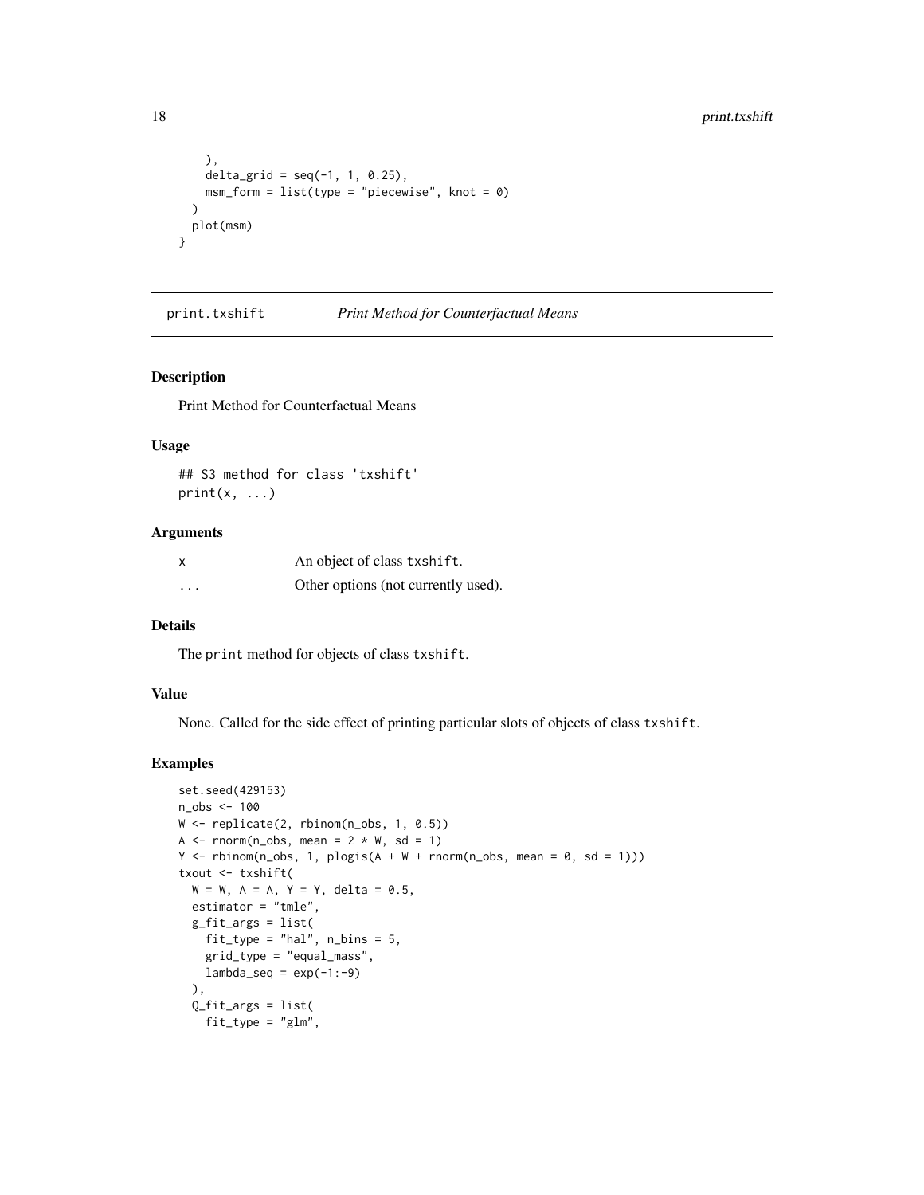```
    ),
    delta_grid = seq(-1, 1, 0.25),
    msm_form = list(type = "piecewise", knot = 0)
  )
  plot(msm)
}
```

## print.txshift *Print Method for Counterfactual Means*

### Description

Print Method for Counterfactual Means

### Usage

```
## S3 method for class 'txshift'
print(x, ...)
```

### Arguments

| | |
|---|---|
| x | An object of class txshift. |
| ... | Other options (not currently used). |

### Details

The print method for objects of class txshift.

### Value

None. Called for the side effect of printing particular slots of objects of class txshift.

### Examples

```
set.seed(429153)
n_obs <- 100
W <- replicate(2, rbinom(n_obs, 1, 0.5))
A <- rnorm(n_obs, mean = 2 * W, sd = 1)
Y <- rbinom(n_obs, 1, plogis(A + W + rnorm(n_obs, mean = 0, sd = 1)))
txout <- txshift(
  W = W, A = A, Y = Y, delta = 0.5,
  estimator = "tmle",
  g_fit_args = list(
    fit_type = "hal", n_bins = 5,
    grid_type = "equal_mass",
    lambda_seq = exp(-1:-9)
  ),
  Q_fit_args = list(
    fit_type = "glm",
```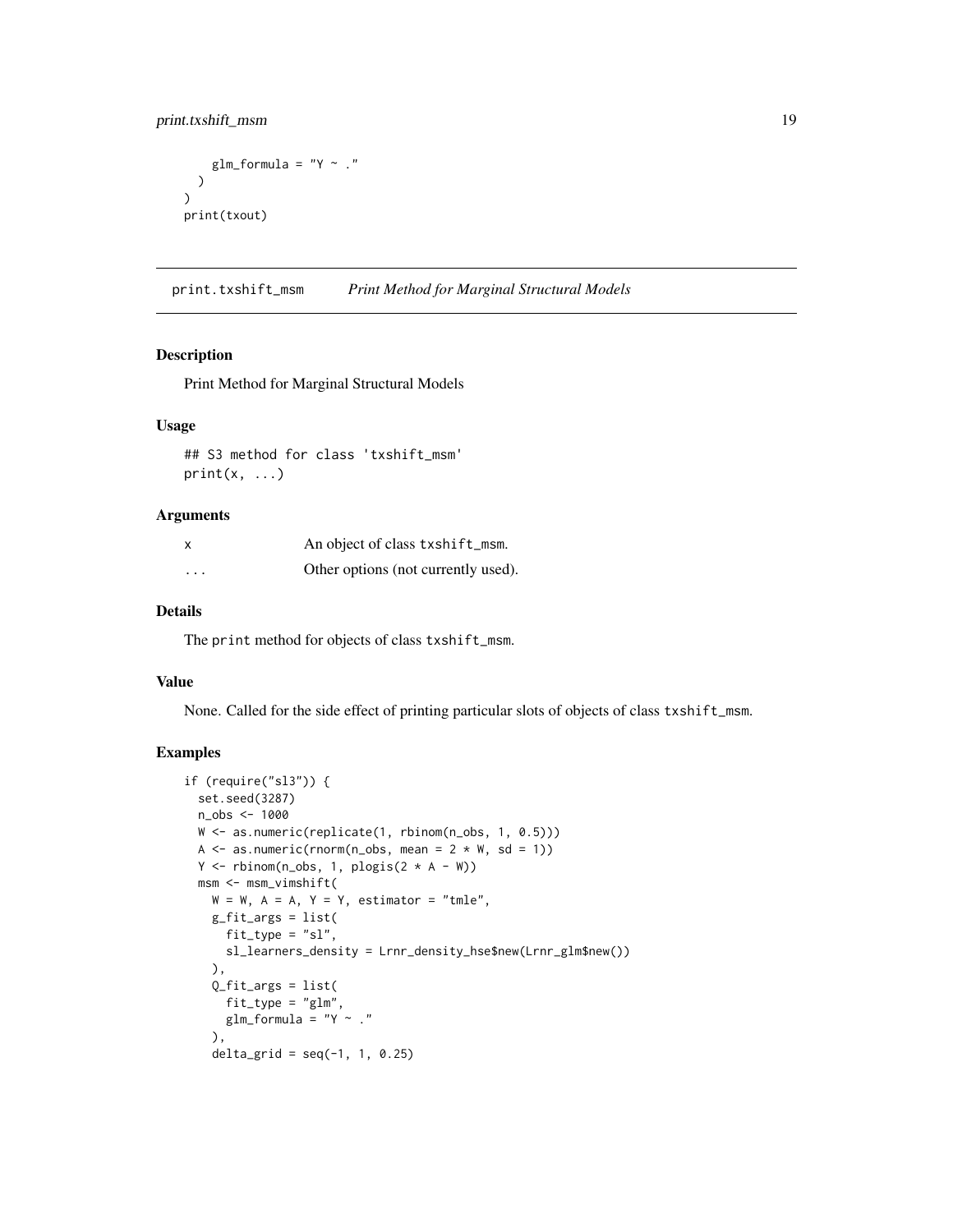```
    glm_formula = "Y ~ ."
  )
)
print(txout)
```

## print.txshift_msm *Print Method for Marginal Structural Models*

### Description

Print Method for Marginal Structural Models

### Usage

```
## S3 method for class 'txshift_msm'
print(x, ...)
```

### Arguments

| | |
|---|---|
| x | An object of class txshift_msm. |
| ... | Other options (not currently used). |

### Details

The print method for objects of class txshift_msm.

### Value

None. Called for the side effect of printing particular slots of objects of class txshift_msm.

### Examples

```
if (require("sl3")) {
  set.seed(3287)
  n_obs <- 1000
  W <- as.numeric(replicate(1, rbinom(n_obs, 1, 0.5)))
  A <- as.numeric(rnorm(n_obs, mean = 2 * W, sd = 1))
  Y <- rbinom(n_obs, 1, plogis(2 * A - W))
  msm <- msm_vimshift(
    W = W, A = A, Y = Y, estimator = "tmle",
    g_fit_args = list(
      fit_type = "sl",
      sl_learners_density = Lrnr_density_hse$new(Lrnr_glm$new())
    ),
    Q_fit_args = list(
      fit_type = "glm",
      glm_formula = "Y ~ ."
    ),
    delta_grid = seq(-1, 1, 0.25)
```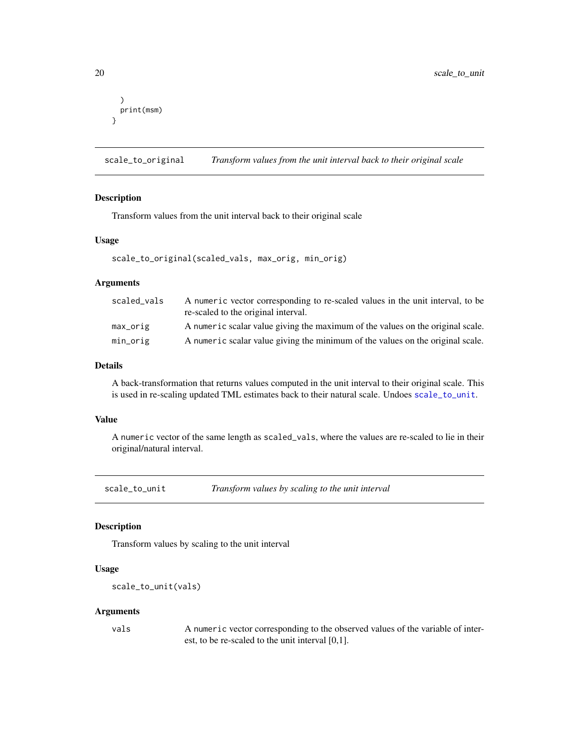```
  )
  print(msm)
}
```

## scale_to_original *Transform values from the unit interval back to their original scale*

### Description

Transform values from the unit interval back to their original scale

### Usage

```
scale_to_original(scaled_vals, max_orig, min_orig)
```

### Arguments

| | |
|---|---|
| scaled_vals | A `numeric` vector corresponding to re-scaled values in the unit interval, to be re-scaled to the original interval. |
| max_orig | A `numeric` scalar value giving the maximum of the values on the original scale. |
| min_orig | A `numeric` scalar value giving the minimum of the values on the original scale. |

### Details

A back-transformation that returns values computed in the unit interval to their original scale. This is used in re-scaling updated TML estimates back to their natural scale. Undoes `scale_to_unit`.

### Value

A `numeric` vector of the same length as `scaled_vals`, where the values are re-scaled to lie in their original/natural interval.

## scale_to_unit *Transform values by scaling to the unit interval*

### Description

Transform values by scaling to the unit interval

### Usage

```
scale_to_unit(vals)
```

### Arguments

| | |
|---|---|
| vals | A `numeric` vector corresponding to the observed values of the variable of interest, to be re-scaled to the unit interval [0,1]. |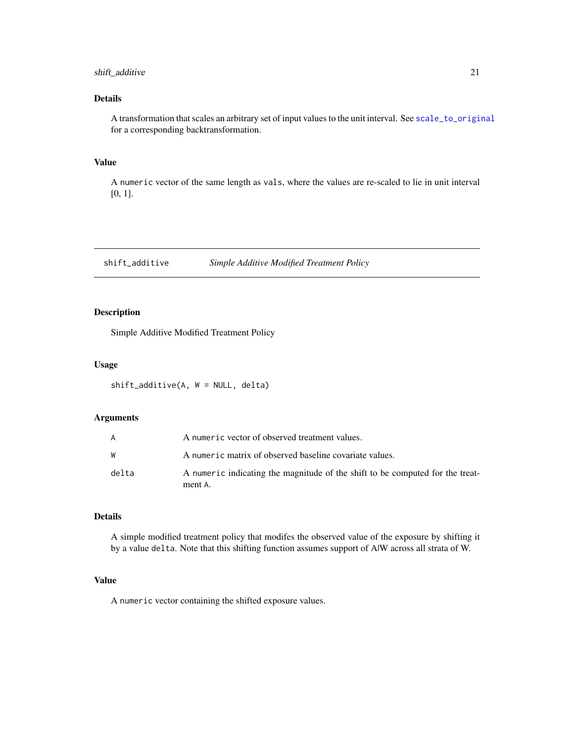### Details

A transformation that scales an arbitrary set of input values to the unit interval. See `scale_to_original` for a corresponding backtransformation.

### Value

A `numeric` vector of the same length as `vals`, where the values are re-scaled to lie in unit interval [0, 1].

---

## shift_additive — *Simple Additive Modified Treatment Policy*

---

### Description

Simple Additive Modified Treatment Policy

### Usage

```
shift_additive(A, W = NULL, delta)
```

### Arguments

| | |
|---|---|
| A | A `numeric` vector of observed treatment values. |
| W | A `numeric` matrix of observed baseline covariate values. |
| delta | A `numeric` indicating the magnitude of the shift to be computed for the treatment A. |

### Details

A simple modified treatment policy that modifes the observed value of the exposure by shifting it by a value `delta`. Note that this shifting function assumes support of A|W across all strata of W.

### Value

A `numeric` vector containing the shifted exposure values.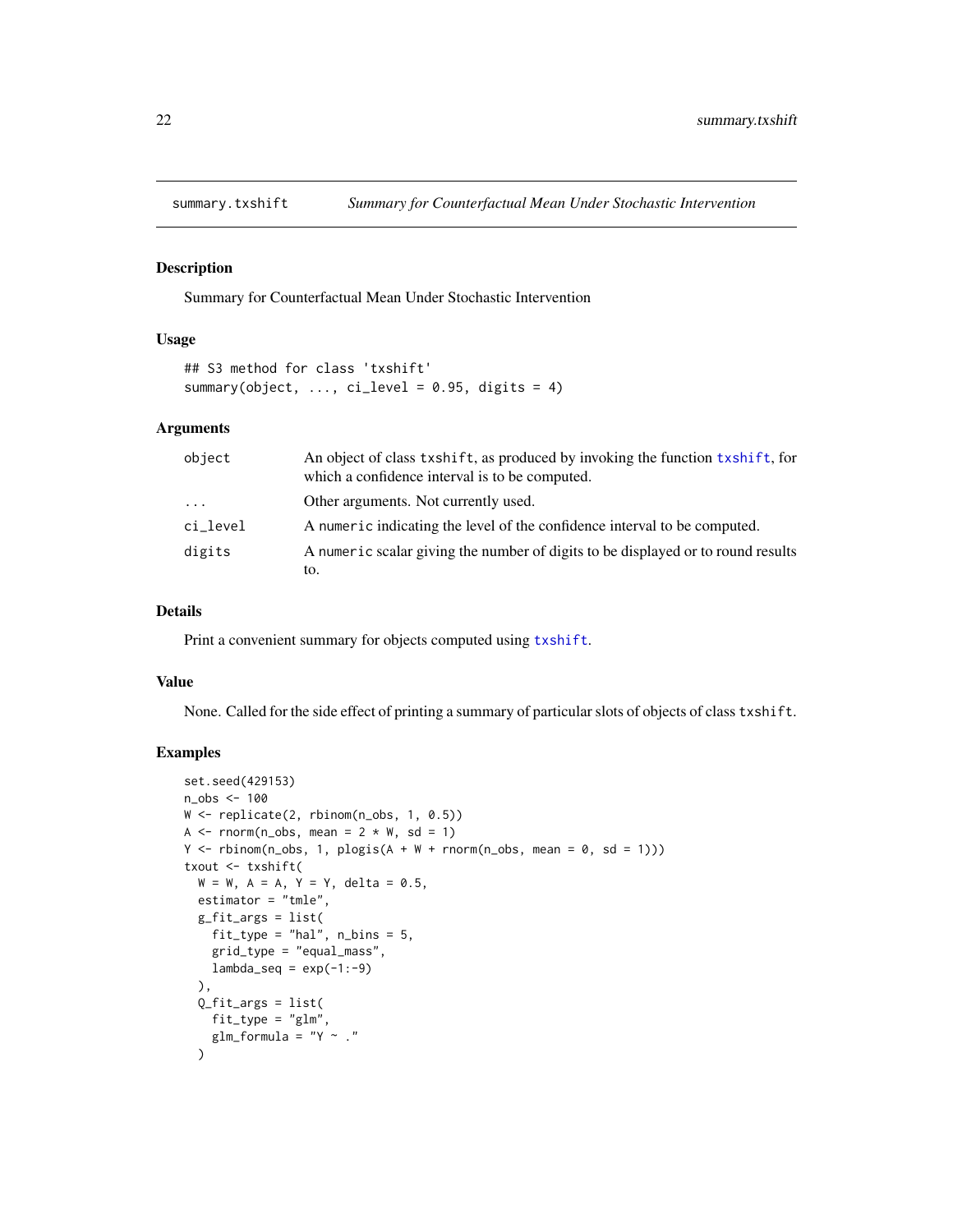summary.txshift *Summary for Counterfactual Mean Under Stochastic Intervention*

## Description

Summary for Counterfactual Mean Under Stochastic Intervention

## Usage

```
## S3 method for class 'txshift'
summary(object, ..., ci_level = 0.95, digits = 4)
```

## Arguments

| | |
|---|---|
| `object` | An object of class `txshift`, as produced by invoking the function `txshift`, for which a confidence interval is to be computed. |
| `...` | Other arguments. Not currently used. |
| `ci_level` | A `numeric` indicating the level of the confidence interval to be computed. |
| `digits` | A `numeric` scalar giving the number of digits to be displayed or to round results to. |

## Details

Print a convenient summary for objects computed using `txshift`.

## Value

None. Called for the side effect of printing a summary of particular slots of objects of class `txshift`.

## Examples

```
set.seed(429153)
n_obs <- 100
W <- replicate(2, rbinom(n_obs, 1, 0.5))
A <- rnorm(n_obs, mean = 2 * W, sd = 1)
Y <- rbinom(n_obs, 1, plogis(A + W + rnorm(n_obs, mean = 0, sd = 1)))
txout <- txshift(
  W = W, A = A, Y = Y, delta = 0.5,
  estimator = "tmle",
  g_fit_args = list(
    fit_type = "hal", n_bins = 5,
    grid_type = "equal_mass",
    lambda_seq = exp(-1:-9)
  ),
  Q_fit_args = list(
    fit_type = "glm",
    glm_formula = "Y ~ ."
  )
```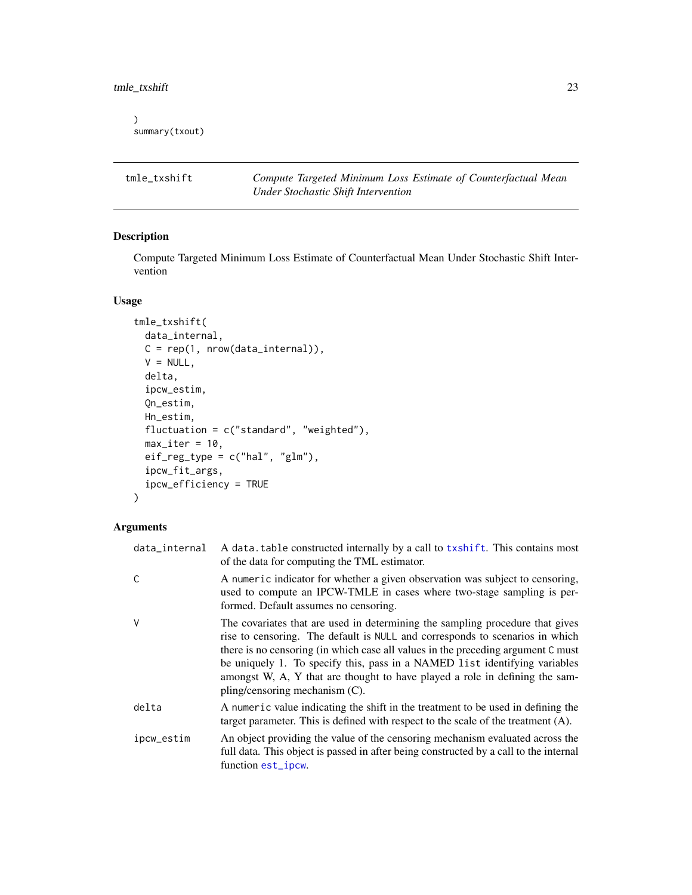```
)
summary(txout)
```

---

`tmle_txshift` *Compute Targeted Minimum Loss Estimate of Counterfactual Mean Under Stochastic Shift Intervention*

---

## Description

Compute Targeted Minimum Loss Estimate of Counterfactual Mean Under Stochastic Shift Intervention

## Usage

```
tmle_txshift(
  data_internal,
  C = rep(1, nrow(data_internal)),
  V = NULL,
  delta,
  ipcw_estim,
  Qn_estim,
  Hn_estim,
  fluctuation = c("standard", "weighted"),
  max_iter = 10,
  eif_reg_type = c("hal", "glm"),
  ipcw_fit_args,
  ipcw_efficiency = TRUE
)
```

## Arguments

| | |
|---|---|
| `data_internal` | A `data.table` constructed internally by a call to `txshift`. This contains most of the data for computing the TML estimator. |
| `C` | A `numeric` indicator for whether a given observation was subject to censoring, used to compute an IPCW-TMLE in cases where two-stage sampling is performed. Default assumes no censoring. |
| `V` | The covariates that are used in determining the sampling procedure that gives rise to censoring. The default is `NULL` and corresponds to scenarios in which there is no censoring (in which case all values in the preceding argument `C` must be uniquely 1. To specify this, pass in a NAMED `list` identifying variables amongst W, A, Y that are thought to have played a role in defining the sampling/censoring mechanism (C). |
| `delta` | A `numeric` value indicating the shift in the treatment to be used in defining the target parameter. This is defined with respect to the scale of the treatment (A). |
| `ipcw_estim` | An object providing the value of the censoring mechanism evaluated across the full data. This object is passed in after being constructed by a call to the internal function `est_ipcw`. |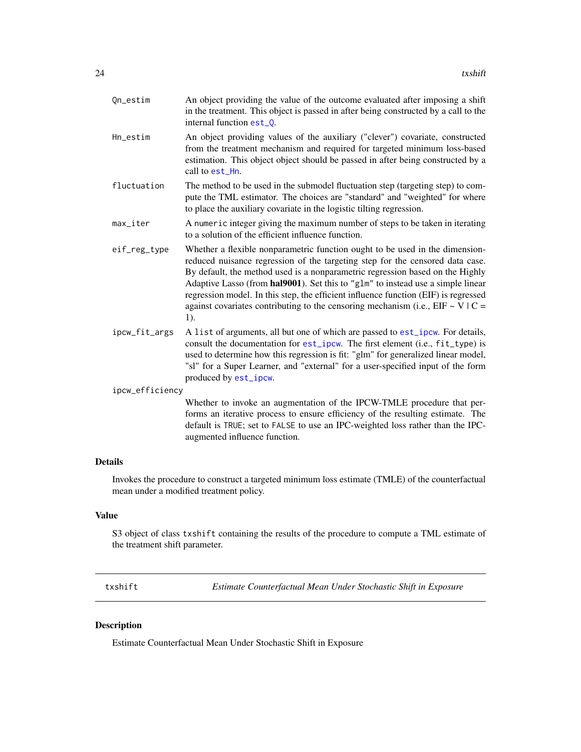| | |
|---|---|
| Qn_estim | An object providing the value of the outcome evaluated after imposing a shift in the treatment. This object is passed in after being constructed by a call to the internal function est_Q. |
| Hn_estim | An object providing values of the auxiliary ("clever") covariate, constructed from the treatment mechanism and required for targeted minimum loss-based estimation. This object object should be passed in after being constructed by a call to est_Hn. |
| fluctuation | The method to be used in the submodel fluctuation step (targeting step) to compute the TML estimator. The choices are "standard" and "weighted" for where to place the auxiliary covariate in the logistic tilting regression. |
| max_iter | A numeric integer giving the maximum number of steps to be taken in iterating to a solution of the efficient influence function. |
| eif_reg_type | Whether a flexible nonparametric function ought to be used in the dimension-reduced nuisance regression of the targeting step for the censored data case. By default, the method used is a nonparametric regression based on the Highly Adaptive Lasso (from **hal9001**). Set this to "glm" to instead use a simple linear regression model. In this step, the efficient influence function (EIF) is regressed against covariates contributing to the censoring mechanism (i.e., EIF ~ V \| C = 1). |
| ipcw_fit_args | A list of arguments, all but one of which are passed to est_ipcw. For details, consult the documentation for est_ipcw. The first element (i.e., fit_type) is used to determine how this regression is fit: "glm" for generalized linear model, "sl" for a Super Learner, and "external" for a user-specified input of the form produced by est_ipcw. |
| ipcw_efficiency | Whether to invoke an augmentation of the IPCW-TMLE procedure that performs an iterative process to ensure efficiency of the resulting estimate. The default is TRUE; set to FALSE to use an IPC-weighted loss rather than the IPC-augmented influence function. |

## Details

Invokes the procedure to construct a targeted minimum loss estimate (TMLE) of the counterfactual mean under a modified treatment policy.

## Value

S3 object of class txshift containing the results of the procedure to compute a TML estimate of the treatment shift parameter.

---

# txshift — *Estimate Counterfactual Mean Under Stochastic Shift in Exposure*

## Description

Estimate Counterfactual Mean Under Stochastic Shift in Exposure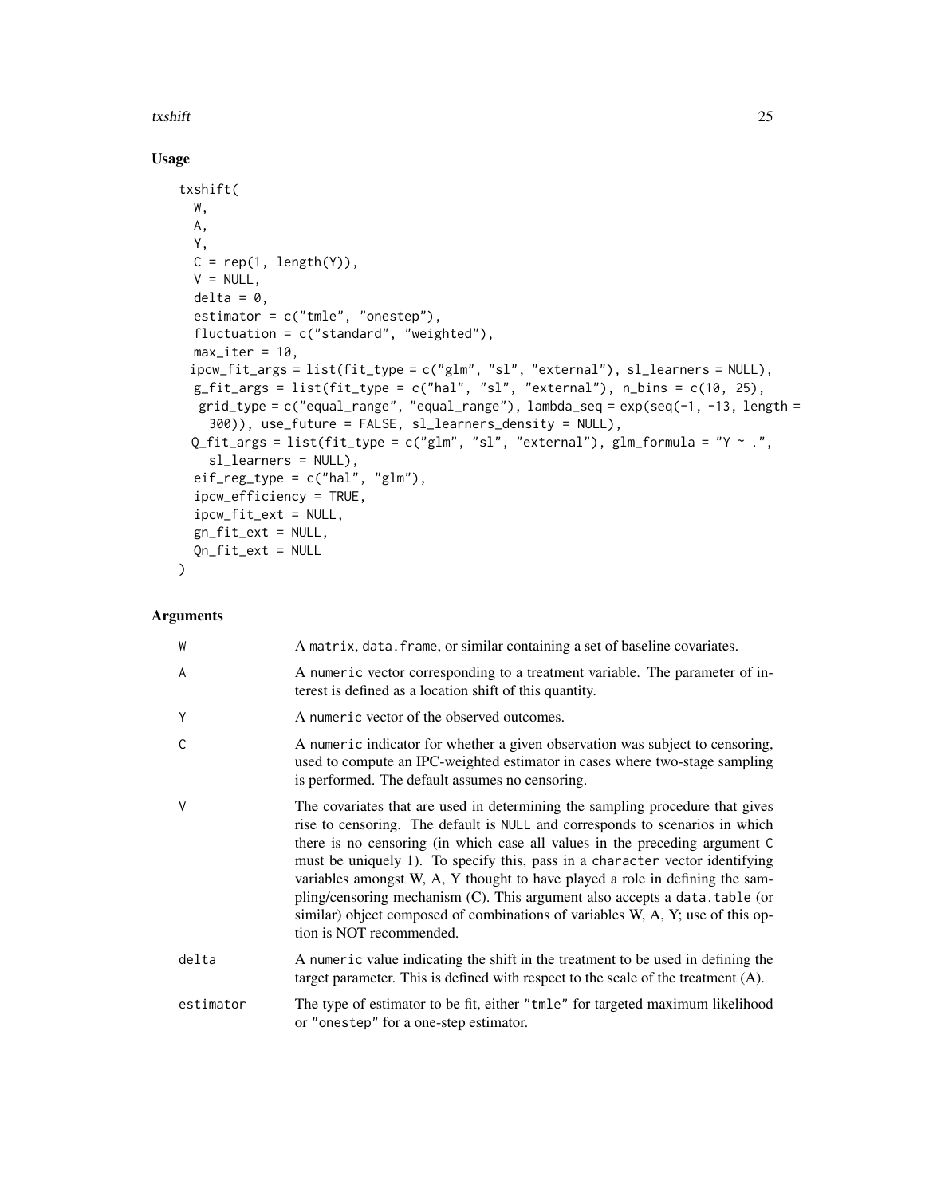## Usage

```
txshift(
  W,
  A,
  Y,
  C = rep(1, length(Y)),
  V = NULL,
  delta = 0,
  estimator = c("tmle", "onestep"),
  fluctuation = c("standard", "weighted"),
  max_iter = 10,
  ipcw_fit_args = list(fit_type = c("glm", "sl", "external"), sl_learners = NULL),
  g_fit_args = list(fit_type = c("hal", "sl", "external"), n_bins = c(10, 25),
    grid_type = c("equal_range", "equal_range"), lambda_seq = exp(seq(-1, -13, length =
    300)), use_future = FALSE, sl_learners_density = NULL),
  Q_fit_args = list(fit_type = c("glm", "sl", "external"), glm_formula = "Y ~ .",
    sl_learners = NULL),
  eif_reg_type = c("hal", "glm"),
  ipcw_efficiency = TRUE,
  ipcw_fit_ext = NULL,
  gn_fit_ext = NULL,
  Qn_fit_ext = NULL
)
```

## Arguments

| Argument | Description |
|---|---|
| W | A matrix, data.frame, or similar containing a set of baseline covariates. |
| A | A numeric vector corresponding to a treatment variable. The parameter of interest is defined as a location shift of this quantity. |
| Y | A numeric vector of the observed outcomes. |
| C | A numeric indicator for whether a given observation was subject to censoring, used to compute an IPC-weighted estimator in cases where two-stage sampling is performed. The default assumes no censoring. |
| V | The covariates that are used in determining the sampling procedure that gives rise to censoring. The default is NULL and corresponds to scenarios in which there is no censoring (in which case all values in the preceding argument C must be uniquely 1). To specify this, pass in a character vector identifying variables amongst W, A, Y thought to have played a role in defining the sampling/censoring mechanism (C). This argument also accepts a data.table (or similar) object composed of combinations of variables W, A, Y; use of this option is NOT recommended. |
| delta | A numeric value indicating the shift in the treatment to be used in defining the target parameter. This is defined with respect to the scale of the treatment (A). |
| estimator | The type of estimator to be fit, either "tmle" for targeted maximum likelihood or "onestep" for a one-step estimator. |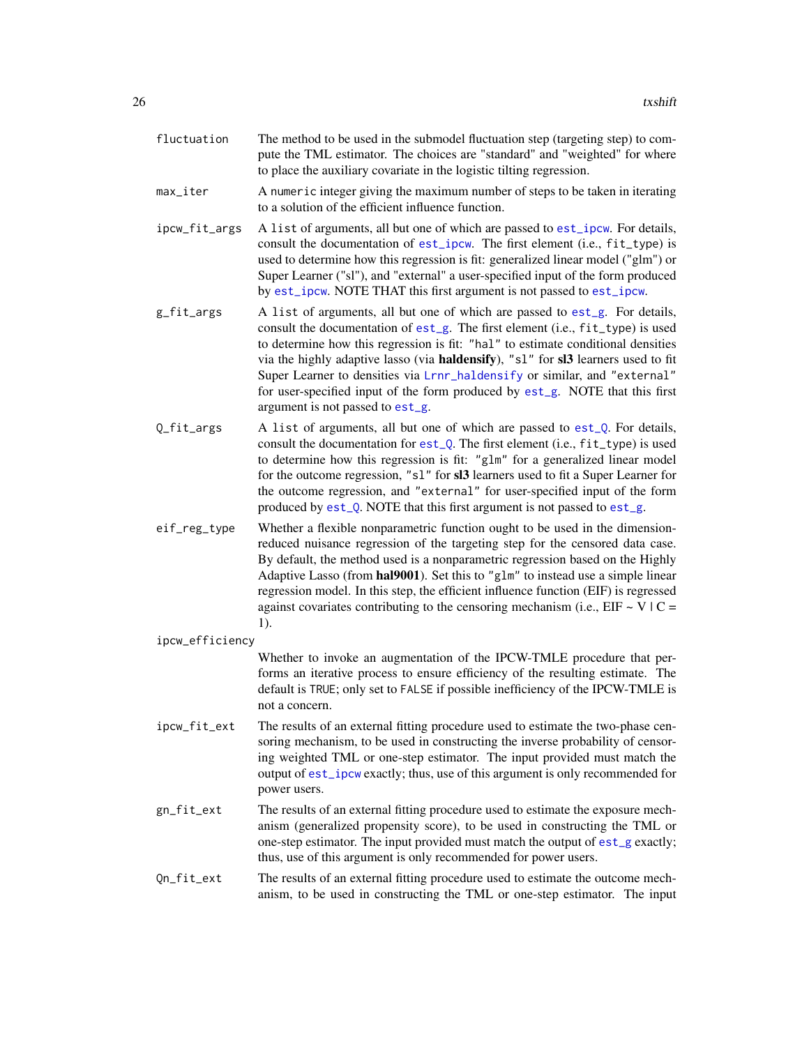`fluctuation` The method to be used in the submodel fluctuation step (targeting step) to compute the TML estimator. The choices are "standard" and "weighted" for where to place the auxiliary covariate in the logistic tilting regression.

`max_iter` A `numeric` integer giving the maximum number of steps to be taken in iterating to a solution of the efficient influence function.

`ipcw_fit_args` A `list` of arguments, all but one of which are passed to `est_ipcw`. For details, consult the documentation of `est_ipcw`. The first element (i.e., `fit_type`) is used to determine how this regression is fit: generalized linear model ("glm") or Super Learner ("sl"), and "external" a user-specified input of the form produced by `est_ipcw`. NOTE THAT this first argument is not passed to `est_ipcw`.

`g_fit_args` A `list` of arguments, all but one of which are passed to `est_g`. For details, consult the documentation of `est_g`. The first element (i.e., `fit_type`) is used to determine how this regression is fit: `"hal"` to estimate conditional densities via the highly adaptive lasso (via **haldensify**), `"sl"` for **sl3** learners used to fit Super Learner to densities via `Lrnr_haldensify` or similar, and `"external"` for user-specified input of the form produced by `est_g`. NOTE that this first argument is not passed to `est_g`.

`Q_fit_args` A `list` of arguments, all but one of which are passed to `est_Q`. For details, consult the documentation for `est_Q`. The first element (i.e., `fit_type`) is used to determine how this regression is fit: `"glm"` for a generalized linear model for the outcome regression, `"sl"` for **sl3** learners used to fit a Super Learner for the outcome regression, and `"external"` for user-specified input of the form produced by `est_Q`. NOTE that this first argument is not passed to `est_g`.

`eif_reg_type` Whether a flexible nonparametric function ought to be used in the dimension-reduced nuisance regression of the targeting step for the censored data case. By default, the method used is a nonparametric regression based on the Highly Adaptive Lasso (from **hal9001**). Set this to `"glm"` to instead use a simple linear regression model. In this step, the efficient influence function (EIF) is regressed against covariates contributing to the censoring mechanism (i.e., EIF ~ V | C = 1).

`ipcw_efficiency` Whether to invoke an augmentation of the IPCW-TMLE procedure that performs an iterative process to ensure efficiency of the resulting estimate. The default is `TRUE`; only set to `FALSE` if possible inefficiency of the IPCW-TMLE is not a concern.

`ipcw_fit_ext` The results of an external fitting procedure used to estimate the two-phase censoring mechanism, to be used in constructing the inverse probability of censoring weighted TML or one-step estimator. The input provided must match the output of `est_ipcw` exactly; thus, use of this argument is only recommended for power users.

`gn_fit_ext` The results of an external fitting procedure used to estimate the exposure mechanism (generalized propensity score), to be used in constructing the TML or one-step estimator. The input provided must match the output of `est_g` exactly; thus, use of this argument is only recommended for power users.

`Qn_fit_ext` The results of an external fitting procedure used to estimate the outcome mechanism, to be used in constructing the TML or one-step estimator. The input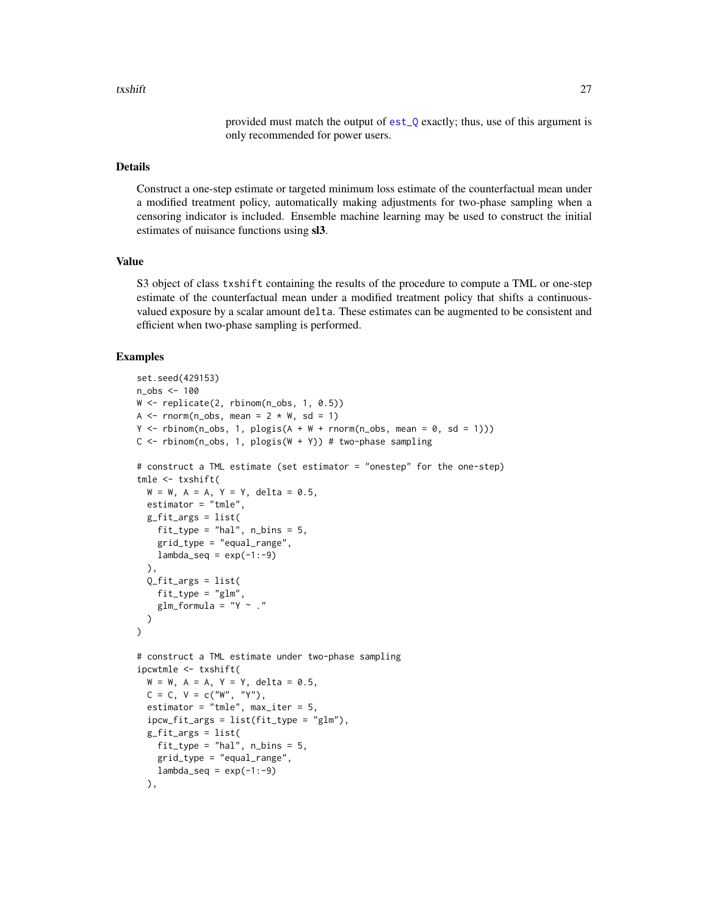provided must match the output of est_Q exactly; thus, use of this argument is only recommended for power users.

## Details

Construct a one-step estimate or targeted minimum loss estimate of the counterfactual mean under a modified treatment policy, automatically making adjustments for two-phase sampling when a censoring indicator is included. Ensemble machine learning may be used to construct the initial estimates of nuisance functions using **sl3**.

## Value

S3 object of class txshift containing the results of the procedure to compute a TML or one-step estimate of the counterfactual mean under a modified treatment policy that shifts a continuous-valued exposure by a scalar amount delta. These estimates can be augmented to be consistent and efficient when two-phase sampling is performed.

## Examples

```
set.seed(429153)
n_obs <- 100
W <- replicate(2, rbinom(n_obs, 1, 0.5))
A <- rnorm(n_obs, mean = 2 * W, sd = 1)
Y <- rbinom(n_obs, 1, plogis(A + W + rnorm(n_obs, mean = 0, sd = 1)))
C <- rbinom(n_obs, 1, plogis(W + Y)) # two-phase sampling

# construct a TML estimate (set estimator = "onestep" for the one-step)
tmle <- txshift(
  W = W, A = A, Y = Y, delta = 0.5,
  estimator = "tmle",
  g_fit_args = list(
    fit_type = "hal", n_bins = 5,
    grid_type = "equal_range",
    lambda_seq = exp(-1:-9)
  ),
  Q_fit_args = list(
    fit_type = "glm",
    glm_formula = "Y ~ ."
  )
)

# construct a TML estimate under two-phase sampling
ipcwtmle <- txshift(
  W = W, A = A, Y = Y, delta = 0.5,
  C = C, V = c("W", "Y"),
  estimator = "tmle", max_iter = 5,
  ipcw_fit_args = list(fit_type = "glm"),
  g_fit_args = list(
    fit_type = "hal", n_bins = 5,
    grid_type = "equal_range",
    lambda_seq = exp(-1:-9)
  ),
```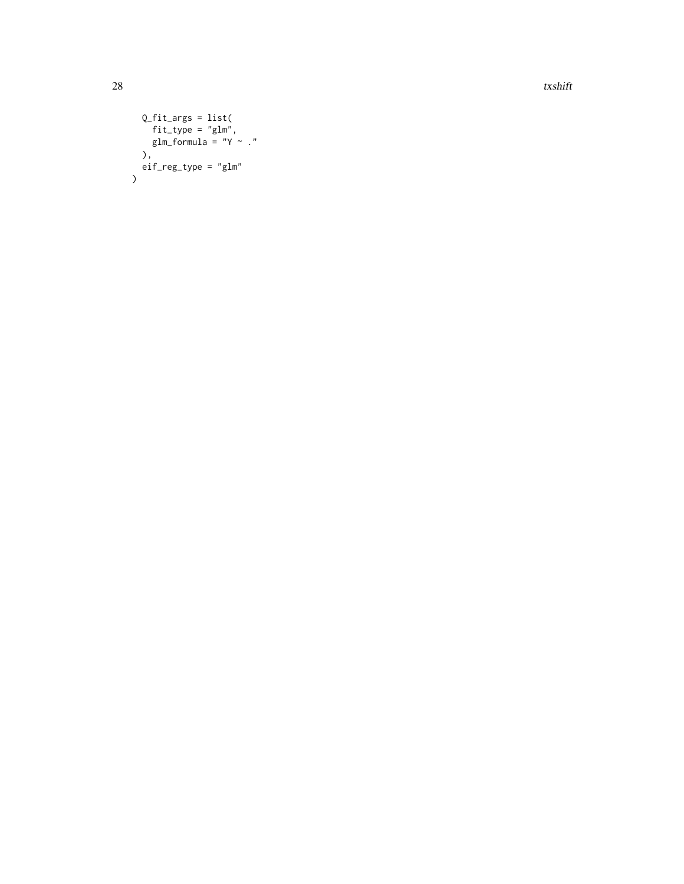```
  Q_fit_args = list(
    fit_type = "glm",
    glm_formula = "Y ~ ."
  ),
  eif_reg_type = "glm"
)
```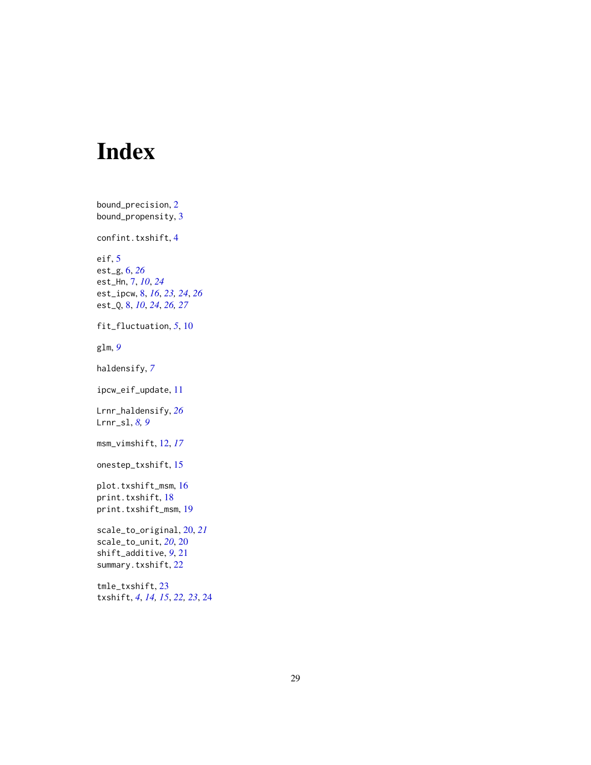# Index

bound_precision, 2
bound_propensity, 3

confint.txshift, 4

eif, 5
est_g, 6, *26*
est_Hn, 7, *10*, *24*
est_ipcw, 8, *16*, *23, 24*, *26*
est_Q, 8, *10*, *24*, *26, 27*

fit_fluctuation, *5*, 10

glm, *9*

haldensify, *7*

ipcw_eif_update, 11

Lrnr_haldensify, *26*
Lrnr_sl, *8, 9*

msm_vimshift, 12, *17*

onestep_txshift, 15

plot.txshift_msm, 16
print.txshift, 18
print.txshift_msm, 19

scale_to_original, 20, *21*
scale_to_unit, *20*, 20
shift_additive, *9*, 21
summary.txshift, 22

tmle_txshift, 23
txshift, *4*, *14, 15*, *22, 23*, 24